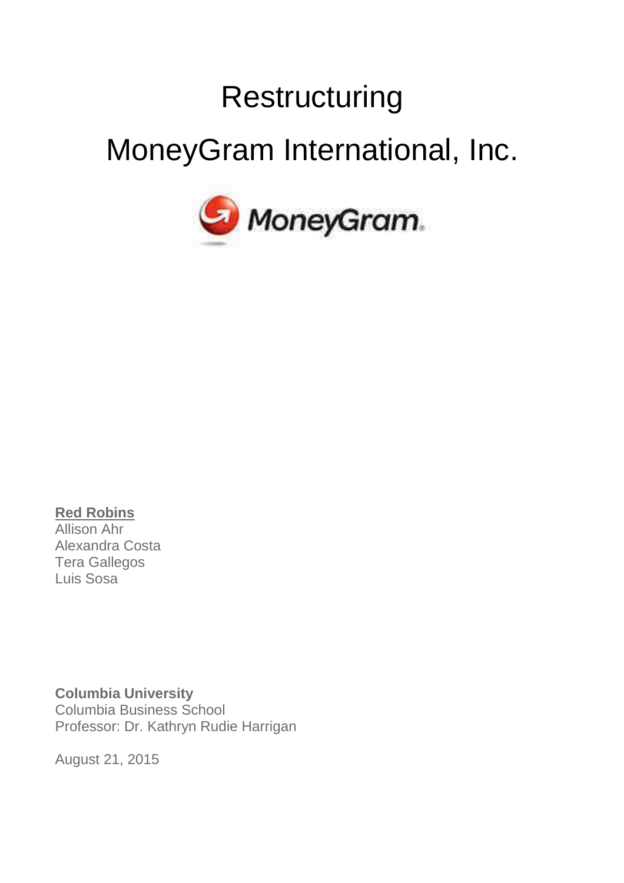# Restructuring

# MoneyGram International, Inc.

MoneyGram

**Red Robins**
Allison Ahr
Alexandra Costa
Tera Gallegos
Luis Sosa

**Columbia University**
Columbia Business School
Professor: Dr. Kathryn Rudie Harrigan

August 21, 2015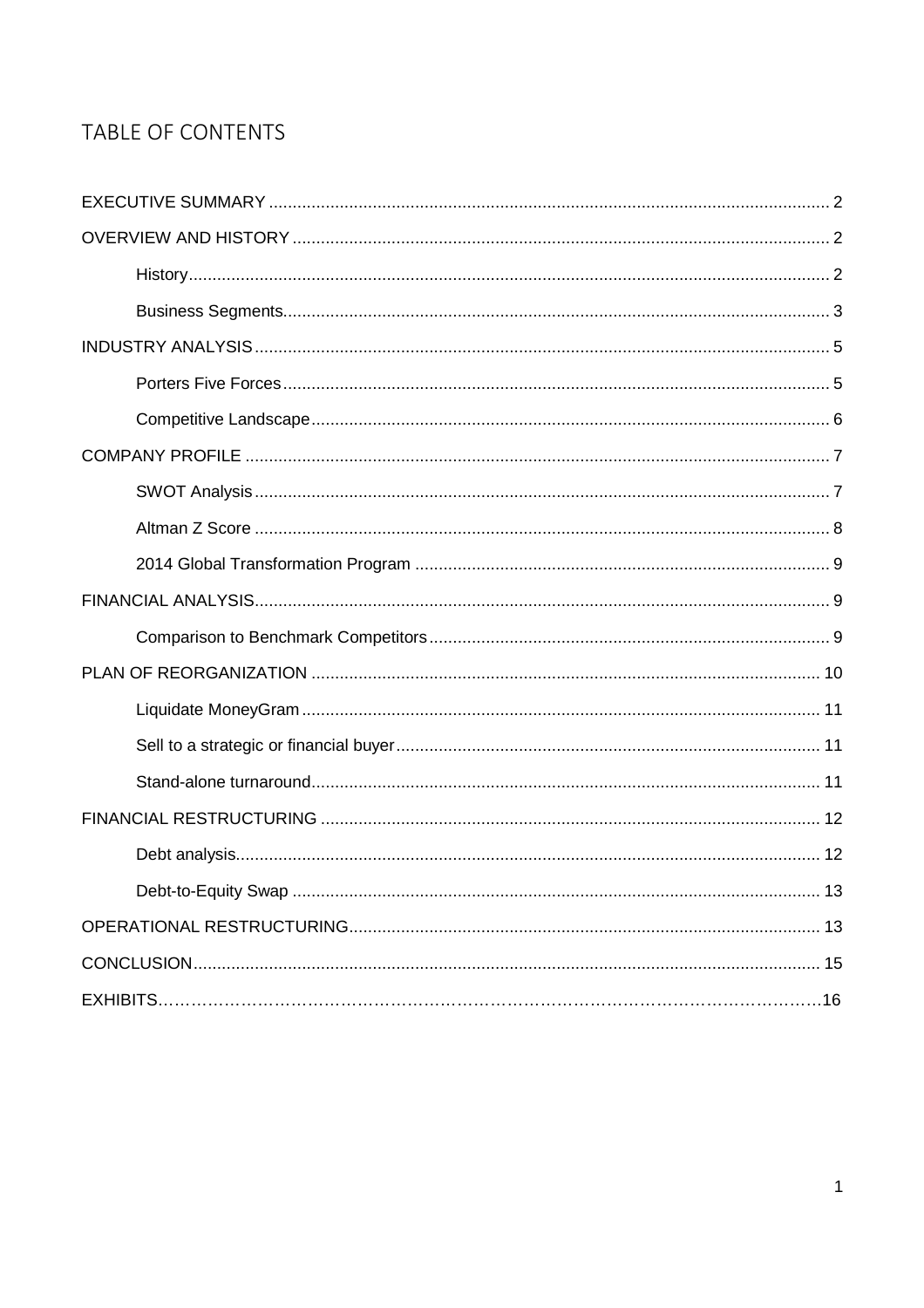# TABLE OF CONTENTS

- EXECUTIVE SUMMARY ........ 2
- OVERVIEW AND HISTORY ........ 2
  - History ........ 2
  - Business Segments ........ 3
- INDUSTRY ANALYSIS ........ 5
  - Porters Five Forces ........ 5
  - Competitive Landscape ........ 6
- COMPANY PROFILE ........ 7
  - SWOT Analysis ........ 7
  - Altman Z Score ........ 8
  - 2014 Global Transformation Program ........ 9
- FINANCIAL ANALYSIS ........ 9
  - Comparison to Benchmark Competitors ........ 9
- PLAN OF REORGANIZATION ........ 10
  - Liquidate MoneyGram ........ 11
  - Sell to a strategic or financial buyer ........ 11
  - Stand-alone turnaround ........ 11
- FINANCIAL RESTRUCTURING ........ 12
  - Debt analysis ........ 12
  - Debt-to-Equity Swap ........ 13
- OPERATIONAL RESTRUCTURING ........ 13
- CONCLUSION ........ 15
- EXHIBITS ........ 16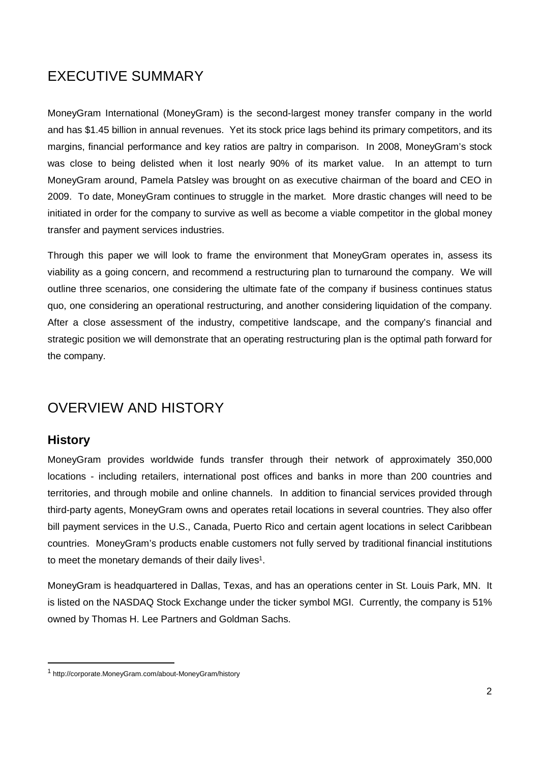# EXECUTIVE SUMMARY

MoneyGram International (MoneyGram) is the second-largest money transfer company in the world and has $1.45 billion in annual revenues. Yet its stock price lags behind its primary competitors, and its margins, financial performance and key ratios are paltry in comparison. In 2008, MoneyGram's stock was close to being delisted when it lost nearly 90% of its market value. In an attempt to turn MoneyGram around, Pamela Patsley was brought on as executive chairman of the board and CEO in 2009. To date, MoneyGram continues to struggle in the market. More drastic changes will need to be initiated in order for the company to survive as well as become a viable competitor in the global money transfer and payment services industries.

Through this paper we will look to frame the environment that MoneyGram operates in, assess its viability as a going concern, and recommend a restructuring plan to turnaround the company. We will outline three scenarios, one considering the ultimate fate of the company if business continues status quo, one considering an operational restructuring, and another considering liquidation of the company. After a close assessment of the industry, competitive landscape, and the company's financial and strategic position we will demonstrate that an operating restructuring plan is the optimal path forward for the company.

# OVERVIEW AND HISTORY

## History

MoneyGram provides worldwide funds transfer through their network of approximately 350,000 locations - including retailers, international post offices and banks in more than 200 countries and territories, and through mobile and online channels. In addition to financial services provided through third-party agents, MoneyGram owns and operates retail locations in several countries. They also offer bill payment services in the U.S., Canada, Puerto Rico and certain agent locations in select Caribbean countries. MoneyGram's products enable customers not fully served by traditional financial institutions to meet the monetary demands of their daily lives[1].

MoneyGram is headquartered in Dallas, Texas, and has an operations center in St. Louis Park, MN. It is listed on the NASDAQ Stock Exchange under the ticker symbol MGI. Currently, the company is 51% owned by Thomas H. Lee Partners and Goldman Sachs.

---

[1] http://corporate.MoneyGram.com/about-MoneyGram/history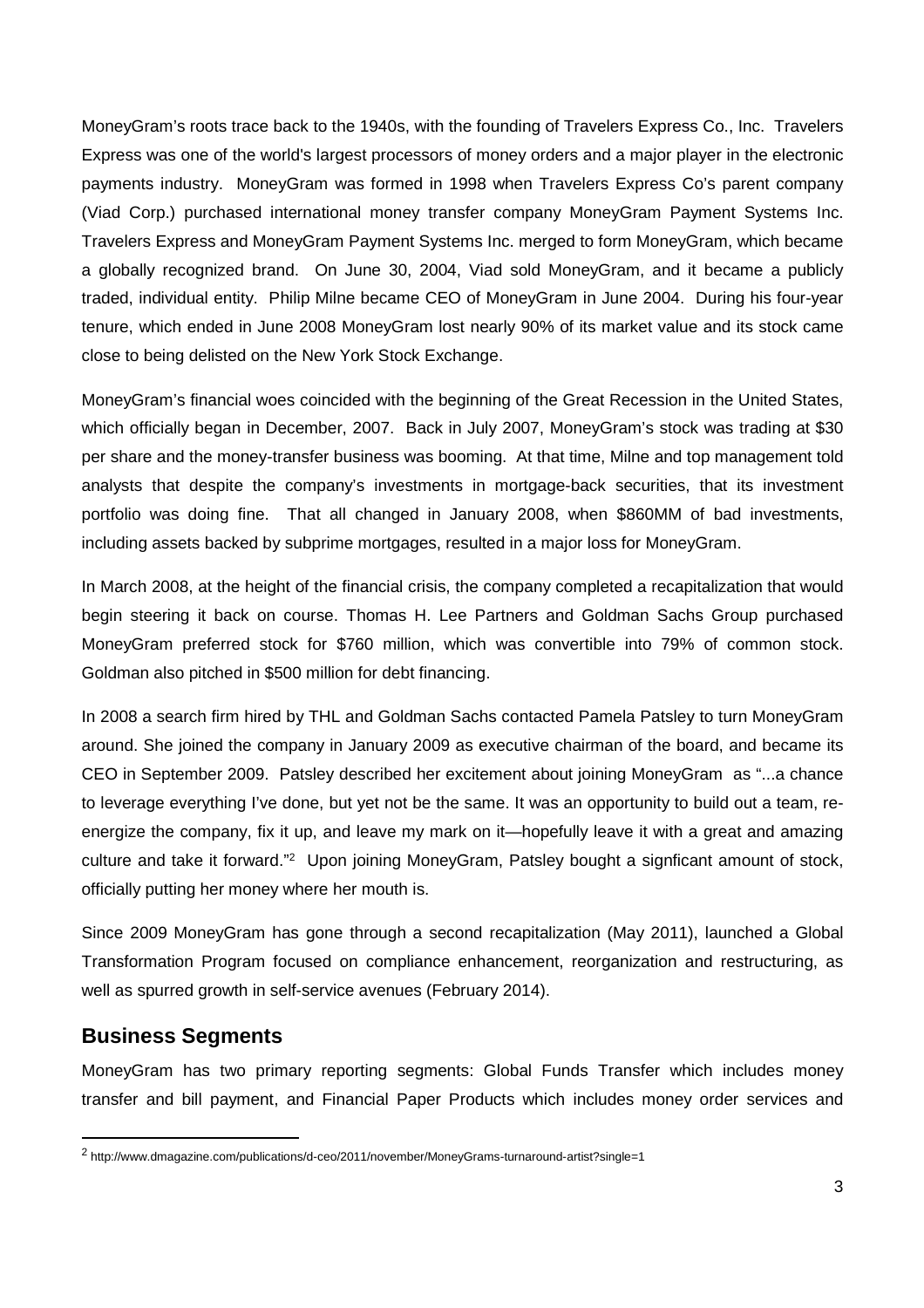MoneyGram's roots trace back to the 1940s, with the founding of Travelers Express Co., Inc. Travelers Express was one of the world's largest processors of money orders and a major player in the electronic payments industry. MoneyGram was formed in 1998 when Travelers Express Co's parent company (Viad Corp.) purchased international money transfer company MoneyGram Payment Systems Inc. Travelers Express and MoneyGram Payment Systems Inc. merged to form MoneyGram, which became a globally recognized brand. On June 30, 2004, Viad sold MoneyGram, and it became a publicly traded, individual entity. Philip Milne became CEO of MoneyGram in June 2004. During his four-year tenure, which ended in June 2008 MoneyGram lost nearly 90% of its market value and its stock came close to being delisted on the New York Stock Exchange.

MoneyGram's financial woes coincided with the beginning of the Great Recession in the United States, which officially began in December, 2007. Back in July 2007, MoneyGram's stock was trading at $30 per share and the money-transfer business was booming. At that time, Milne and top management told analysts that despite the company's investments in mortgage-back securities, that its investment portfolio was doing fine. That all changed in January 2008, when $860MM of bad investments, including assets backed by subprime mortgages, resulted in a major loss for MoneyGram.

In March 2008, at the height of the financial crisis, the company completed a recapitalization that would begin steering it back on course. Thomas H. Lee Partners and Goldman Sachs Group purchased MoneyGram preferred stock for $760 million, which was convertible into 79% of common stock. Goldman also pitched in $500 million for debt financing.

In 2008 a search firm hired by THL and Goldman Sachs contacted Pamela Patsley to turn MoneyGram around. She joined the company in January 2009 as executive chairman of the board, and became its CEO in September 2009. Patsley described her excitement about joining MoneyGram as "...a chance to leverage everything I've done, but yet not be the same. It was an opportunity to build out a team, re-energize the company, fix it up, and leave my mark on it—hopefully leave it with a great and amazing culture and take it forward."[2] Upon joining MoneyGram, Patsley bought a signficant amount of stock, officially putting her money where her mouth is.

Since 2009 MoneyGram has gone through a second recapitalization (May 2011), launched a Global Transformation Program focused on compliance enhancement, reorganization and restructuring, as well as spurred growth in self-service avenues (February 2014).

## Business Segments

MoneyGram has two primary reporting segments: Global Funds Transfer which includes money transfer and bill payment, and Financial Paper Products which includes money order services and

[2] http://www.dmagazine.com/publications/d-ceo/2011/november/MoneyGrams-turnaround-artist?single=1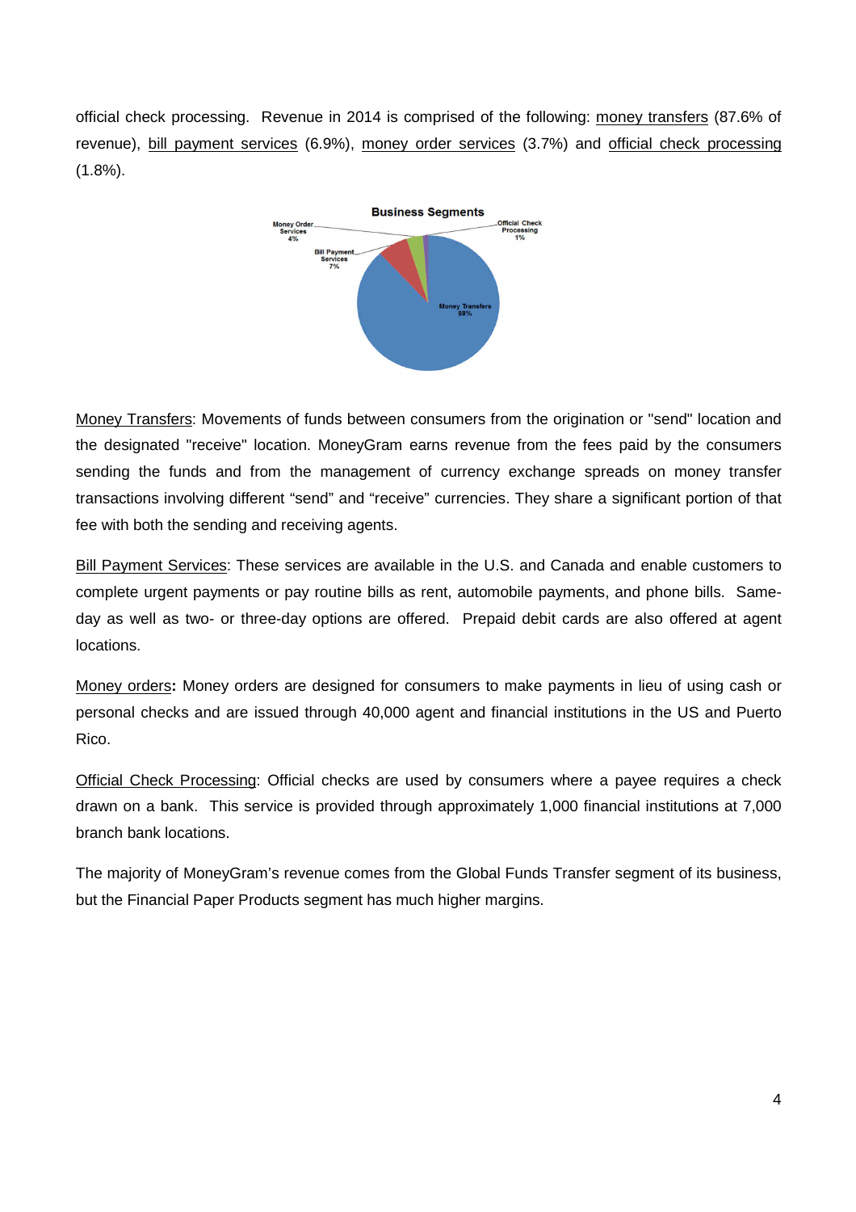official check processing. Revenue in 2014 is comprised of the following: <u>money transfers</u> (87.6% of revenue), <u>bill payment services</u> (6.9%), <u>money order services</u> (3.7%) and <u>official check processing</u> (1.8%).

<u>Money Transfers</u>: Movements of funds between consumers from the origination or "send" location and the designated "receive" location. MoneyGram earns revenue from the fees paid by the consumers sending the funds and from the management of currency exchange spreads on money transfer transactions involving different "send" and "receive" currencies. They share a significant portion of that fee with both the sending and receiving agents.

<u>Bill Payment Services</u>: These services are available in the U.S. and Canada and enable customers to complete urgent payments or pay routine bills as rent, automobile payments, and phone bills. Same-day as well as two- or three-day options are offered. Prepaid debit cards are also offered at agent locations.

<u>Money orders</u>**:** Money orders are designed for consumers to make payments in lieu of using cash or personal checks and are issued through 40,000 agent and financial institutions in the US and Puerto Rico.

<u>Official Check Processing</u>: Official checks are used by consumers where a payee requires a check drawn on a bank. This service is provided through approximately 1,000 financial institutions at 7,000 branch bank locations.

The majority of MoneyGram's revenue comes from the Global Funds Transfer segment of its business, but the Financial Paper Products segment has much higher margins.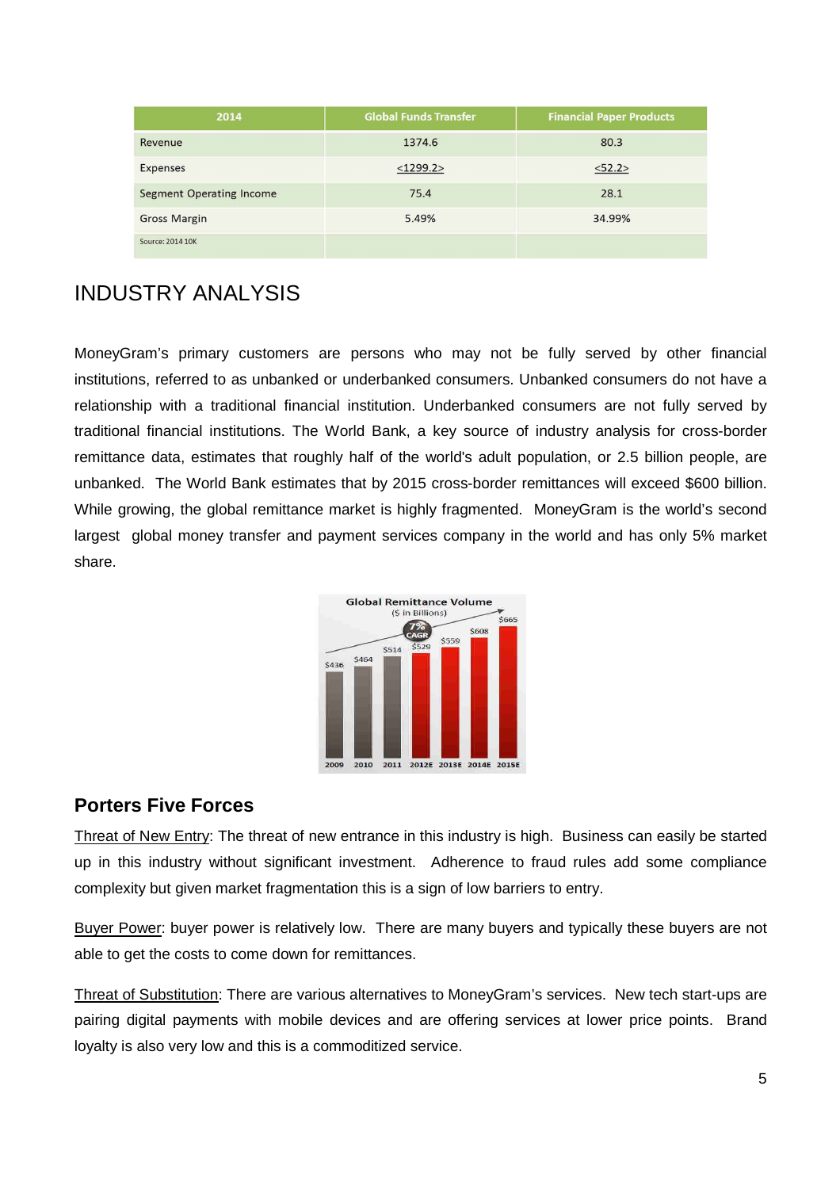| 2014 | Global Funds Transfer | Financial Paper Products |
|---|---|---|
| Revenue | 1374.6 | 80.3 |
| Expenses | <1299.2> | <52.2> |
| Segment Operating Income | 75.4 | 28.1 |
| Gross Margin | 5.49% | 34.99% |
| Source: 2014 10K | | |

# INDUSTRY ANALYSIS

MoneyGram's primary customers are persons who may not be fully served by other financial institutions, referred to as unbanked or underbanked consumers. Unbanked consumers do not have a relationship with a traditional financial institution. Underbanked consumers are not fully served by traditional financial institutions. The World Bank, a key source of industry analysis for cross-border remittance data, estimates that roughly half of the world's adult population, or 2.5 billion people, are unbanked. The World Bank estimates that by 2015 cross-border remittances will exceed $600 billion. While growing, the global remittance market is highly fragmented. MoneyGram is the world's second largest global money transfer and payment services company in the world and has only 5% market share.

**Global Remittance Volume** ($ in Billions)

| 2009 | 2010 | 2011 | 2012E | 2013E | 2014E | 2015E |
|---|---|---|---|---|---|---|
| $436 | $464 | $514 | $529 | $559 | $608 | $665 |

7% CAGR

## Porters Five Forces

Threat of New Entry: The threat of new entrance in this industry is high. Business can easily be started up in this industry without significant investment. Adherence to fraud rules add some compliance complexity but given market fragmentation this is a sign of low barriers to entry.

Buyer Power: buyer power is relatively low. There are many buyers and typically these buyers are not able to get the costs to come down for remittances.

Threat of Substitution: There are various alternatives to MoneyGram's services. New tech start-ups are pairing digital payments with mobile devices and are offering services at lower price points. Brand loyalty is also very low and this is a commoditized service.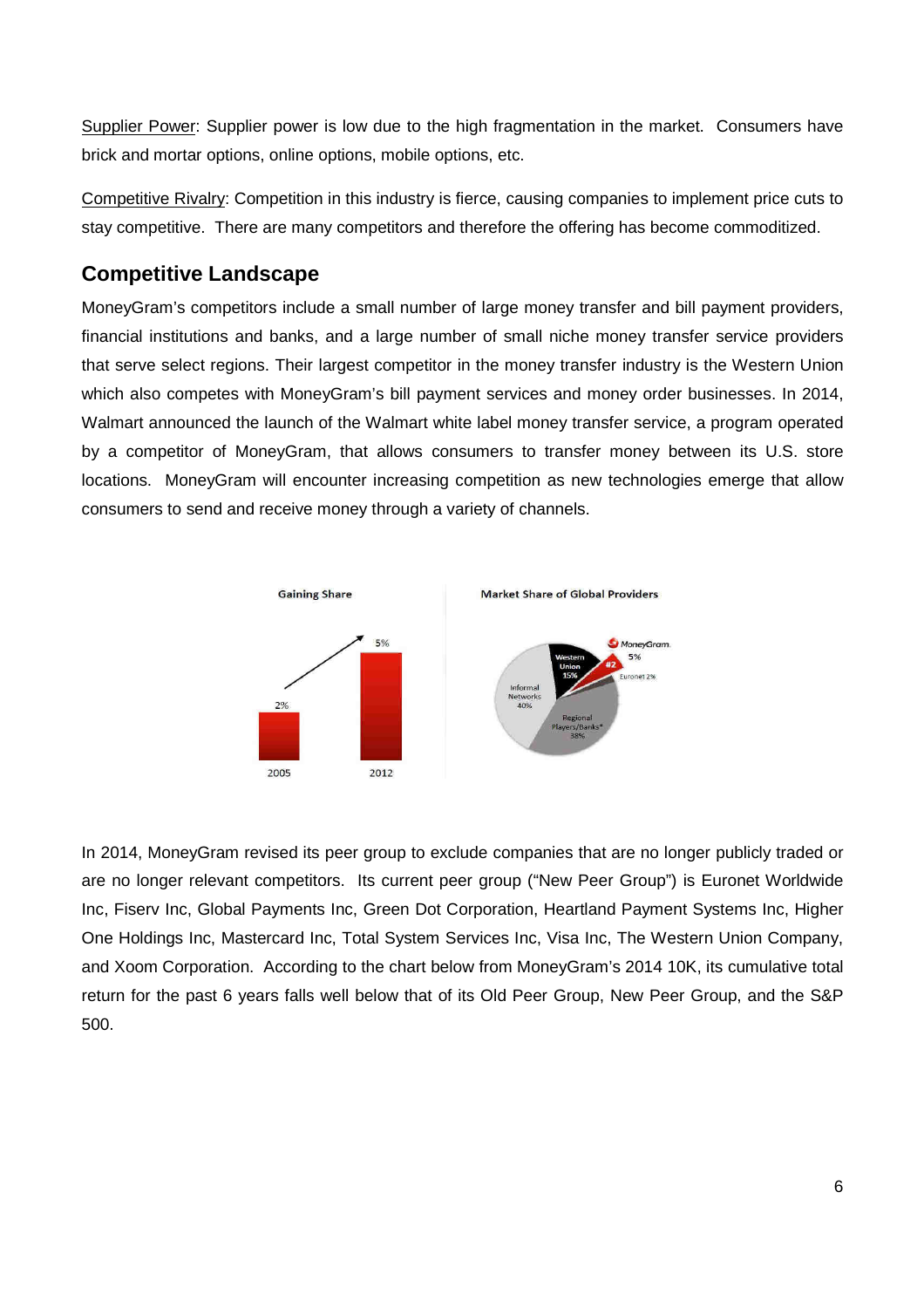Supplier Power: Supplier power is low due to the high fragmentation in the market. Consumers have brick and mortar options, online options, mobile options, etc.

Competitive Rivalry: Competition in this industry is fierce, causing companies to implement price cuts to stay competitive. There are many competitors and therefore the offering has become commoditized.

## Competitive Landscape

MoneyGram's competitors include a small number of large money transfer and bill payment providers, financial institutions and banks, and a large number of small niche money transfer service providers that serve select regions. Their largest competitor in the money transfer industry is the Western Union which also competes with MoneyGram's bill payment services and money order businesses. In 2014, Walmart announced the launch of the Walmart white label money transfer service, a program operated by a competitor of MoneyGram, that allows consumers to transfer money between its U.S. store locations. MoneyGram will encounter increasing competition as new technologies emerge that allow consumers to send and receive money through a variety of channels.

Gaining Share

2% 2005 — 5% 2012

Market Share of Global Providers

Western Union 15%; MoneyGram 5% (#2); Euronet 2%; Informal Networks 40%; Regional Players/Banks* 38%

In 2014, MoneyGram revised its peer group to exclude companies that are no longer publicly traded or are no longer relevant competitors. Its current peer group ("New Peer Group") is Euronet Worldwide Inc, Fiserv Inc, Global Payments Inc, Green Dot Corporation, Heartland Payment Systems Inc, Higher One Holdings Inc, Mastercard Inc, Total System Services Inc, Visa Inc, The Western Union Company, and Xoom Corporation. According to the chart below from MoneyGram's 2014 10K, its cumulative total return for the past 6 years falls well below that of its Old Peer Group, New Peer Group, and the S&P 500.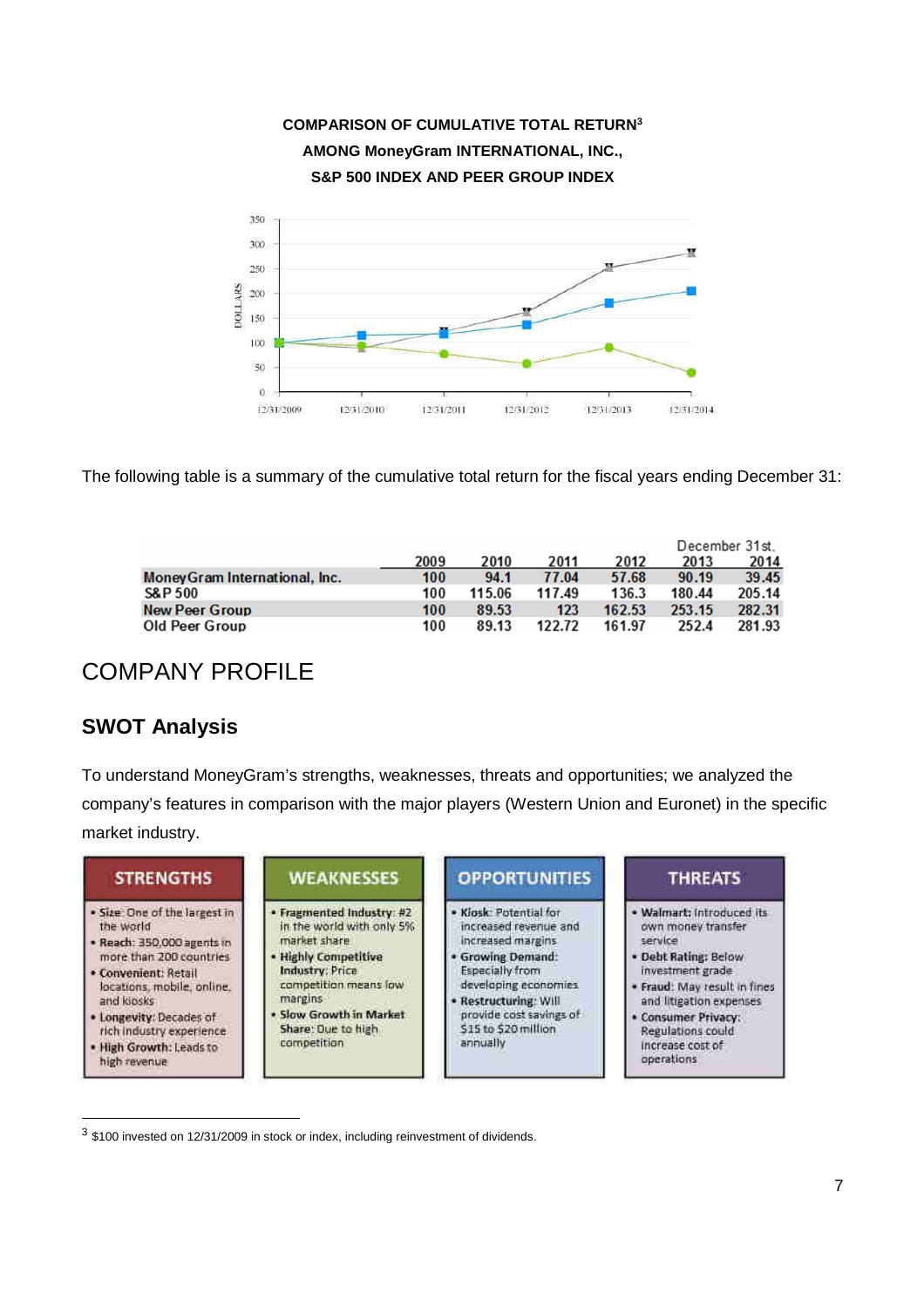**COMPARISON OF CUMULATIVE TOTAL RETURN[3]**
**AMONG MoneyGram INTERNATIONAL, INC.,**
**S&P 500 INDEX AND PEER GROUP INDEX**

The following table is a summary of the cumulative total return for the fiscal years ending December 31:

| | December 31st, | | | | | |
|---|---|---|---|---|---|---|
| | 2009 | 2010 | 2011 | 2012 | 2013 | 2014 |
| MoneyGram International, Inc. | 100 | 94.1 | 77.04 | 57.68 | 90.19 | 39.45 |
| S&P 500 | 100 | 115.06 | 117.49 | 136.3 | 180.44 | 205.14 |
| New Peer Group | 100 | 89.53 | 123 | 162.53 | 253.15 | 282.31 |
| Old Peer Group | 100 | 89.13 | 122.72 | 161.97 | 252.4 | 281.93 |

# COMPANY PROFILE

## SWOT Analysis

To understand MoneyGram's strengths, weaknesses, threats and opportunities; we analyzed the company's features in comparison with the major players (Western Union and Euronet) in the specific market industry.

| STRENGTHS | WEAKNESSES | OPPORTUNITIES | THREATS |
|---|---|---|---|
| • **Size**: One of the largest in the world<br>• **Reach**: 350,000 agents in more than 200 countries<br>• **Convenient**: Retail locations, mobile, online, and kiosks<br>• **Longevity**: Decades of rich industry experience<br>• **High Growth**: Leads to high revenue | • **Fragmented Industry**: #2 in the world with only 5% market share<br>• **Highly Competitive Industry**: Price competition means low margins<br>• **Slow Growth in Market Share**: Due to high competition | • **Kiosk**: Potential for increased revenue and increased margins<br>• **Growing Demand**: Especially from developing economies<br>• **Restructuring**: Will provide cost savings of $15 to $20 million annually | • **Walmart**: Introduced its own money transfer service<br>• **Debt Rating**: Below investment grade<br>• **Fraud**: May result in fines and litigation expenses<br>• **Consumer Privacy**: Regulations could increase cost of operations |

[3] $100 invested on 12/31/2009 in stock or index, including reinvestment of dividends.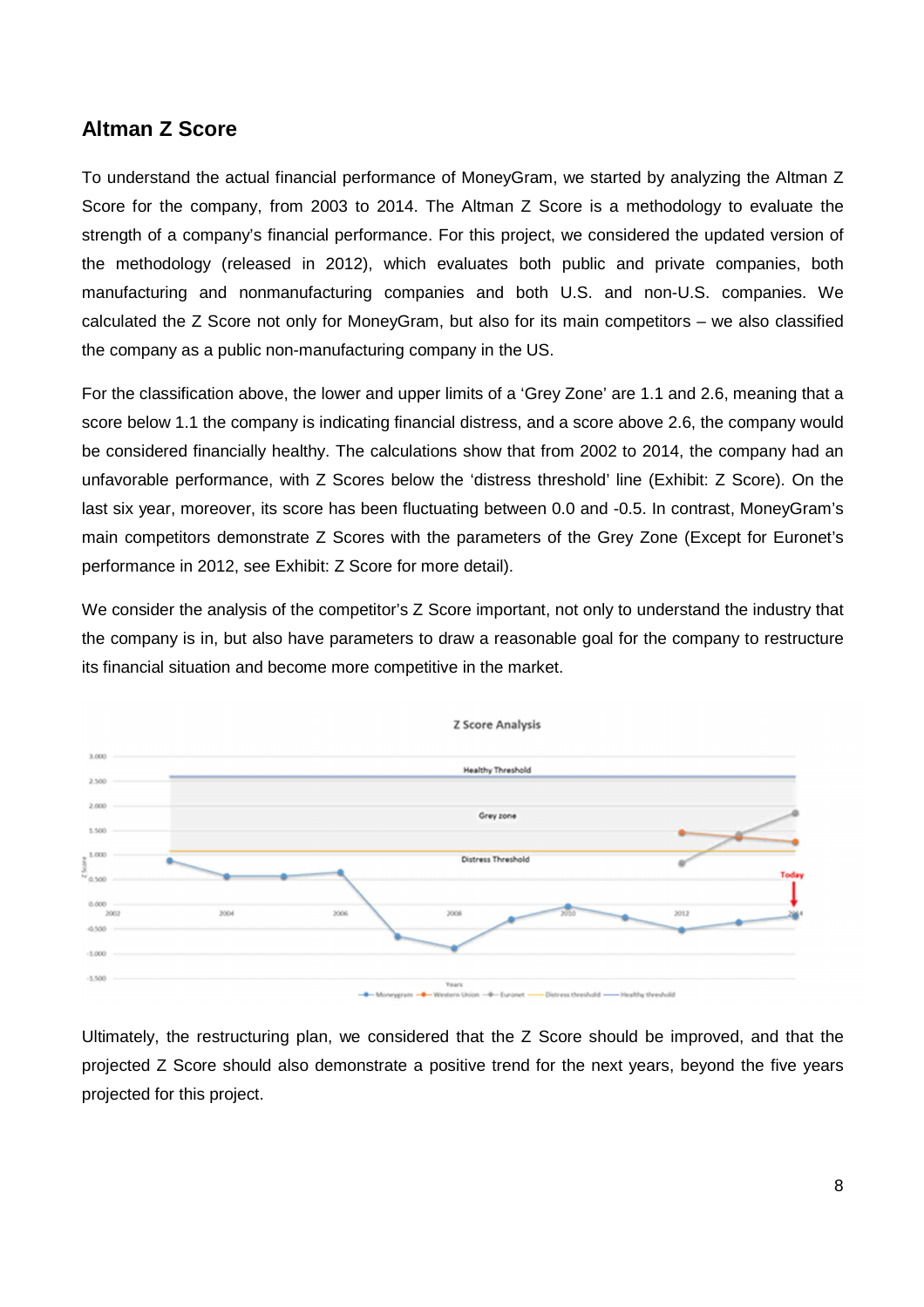## Altman Z Score

To understand the actual financial performance of MoneyGram, we started by analyzing the Altman Z Score for the company, from 2003 to 2014. The Altman Z Score is a methodology to evaluate the strength of a company's financial performance. For this project, we considered the updated version of the methodology (released in 2012), which evaluates both public and private companies, both manufacturing and nonmanufacturing companies and both U.S. and non-U.S. companies. We calculated the Z Score not only for MoneyGram, but also for its main competitors – we also classified the company as a public non-manufacturing company in the US.

For the classification above, the lower and upper limits of a 'Grey Zone' are 1.1 and 2.6, meaning that a score below 1.1 the company is indicating financial distress, and a score above 2.6, the company would be considered financially healthy. The calculations show that from 2002 to 2014, the company had an unfavorable performance, with Z Scores below the 'distress threshold' line (Exhibit: Z Score). On the last six year, moreover, its score has been fluctuating between 0.0 and -0.5. In contrast, MoneyGram's main competitors demonstrate Z Scores with the parameters of the Grey Zone (Except for Euronet's performance in 2012, see Exhibit: Z Score for more detail).

We consider the analysis of the competitor's Z Score important, not only to understand the industry that the company is in, but also have parameters to draw a reasonable goal for the company to restructure its financial situation and become more competitive in the market.

Ultimately, the restructuring plan, we considered that the Z Score should be improved, and that the projected Z Score should also demonstrate a positive trend for the next years, beyond the five years projected for this project.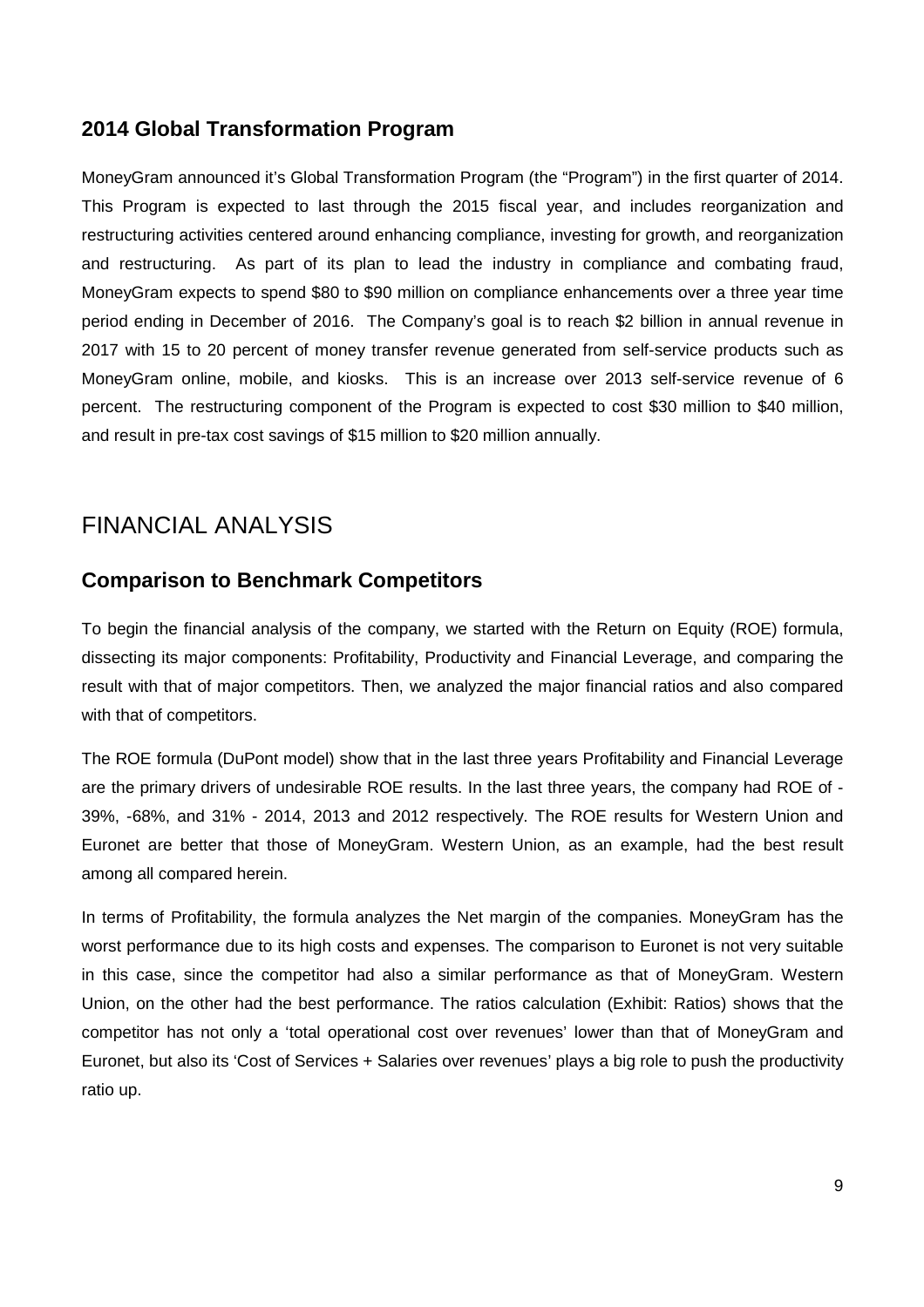## 2014 Global Transformation Program

MoneyGram announced it's Global Transformation Program (the "Program") in the first quarter of 2014. This Program is expected to last through the 2015 fiscal year, and includes reorganization and restructuring activities centered around enhancing compliance, investing for growth, and reorganization and restructuring. As part of its plan to lead the industry in compliance and combating fraud, MoneyGram expects to spend $80 to $90 million on compliance enhancements over a three year time period ending in December of 2016. The Company's goal is to reach $2 billion in annual revenue in 2017 with 15 to 20 percent of money transfer revenue generated from self-service products such as MoneyGram online, mobile, and kiosks. This is an increase over 2013 self-service revenue of 6 percent. The restructuring component of the Program is expected to cost $30 million to $40 million, and result in pre-tax cost savings of $15 million to $20 million annually.

# FINANCIAL ANALYSIS

## Comparison to Benchmark Competitors

To begin the financial analysis of the company, we started with the Return on Equity (ROE) formula, dissecting its major components: Profitability, Productivity and Financial Leverage, and comparing the result with that of major competitors. Then, we analyzed the major financial ratios and also compared with that of competitors.

The ROE formula (DuPont model) show that in the last three years Profitability and Financial Leverage are the primary drivers of undesirable ROE results. In the last three years, the company had ROE of -39%, -68%, and 31% - 2014, 2013 and 2012 respectively. The ROE results for Western Union and Euronet are better that those of MoneyGram. Western Union, as an example, had the best result among all compared herein.

In terms of Profitability, the formula analyzes the Net margin of the companies. MoneyGram has the worst performance due to its high costs and expenses. The comparison to Euronet is not very suitable in this case, since the competitor had also a similar performance as that of MoneyGram. Western Union, on the other had the best performance. The ratios calculation (Exhibit: Ratios) shows that the competitor has not only a 'total operational cost over revenues' lower than that of MoneyGram and Euronet, but also its 'Cost of Services + Salaries over revenues' plays a big role to push the productivity ratio up.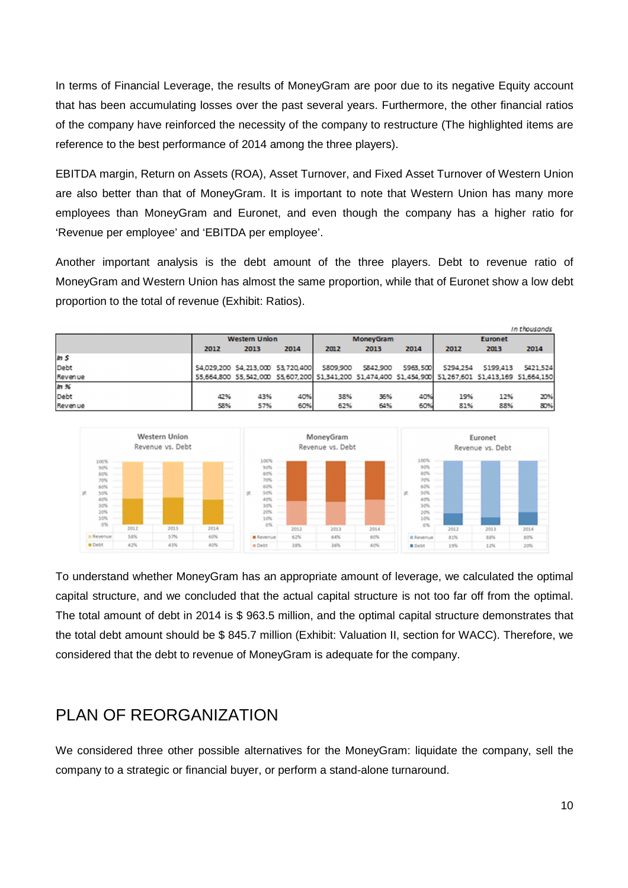In terms of Financial Leverage, the results of MoneyGram are poor due to its negative Equity account that has been accumulating losses over the past several years. Furthermore, the other financial ratios of the company have reinforced the necessity of the company to restructure (The highlighted items are reference to the best performance of 2014 among the three players).

EBITDA margin, Return on Assets (ROA), Asset Turnover, and Fixed Asset Turnover of Western Union are also better than that of MoneyGram. It is important to note that Western Union has many more employees than MoneyGram and Euronet, and even though the company has a higher ratio for 'Revenue per employee' and 'EBITDA per employee'.

Another important analysis is the debt amount of the three players. Debt to revenue ratio of MoneyGram and Western Union has almost the same proportion, while that of Euronet show a low debt proportion to the total of revenue (Exhibit: Ratios).

*In thousands*

| | Western Union | | | MoneyGram | | | Euronet | | |
|---|---|---|---|---|---|---|---|---|---|
| | 2012 | 2013 | 2014 | 2012 | 2013 | 2014 | 2012 | 2013 | 2014 |
| *In $* | | | | | | | | | |
| Debt | $4,029,200 | $4,213,000 | $3,720,400 | $809,900 | $842,900 | $963,500 | $294,254 | $199,413 | $421,524 |
| Revenue | $5,664,800 | $5,542,000 | $5,607,200 | $1,341,200 | $1,474,400 | $1,454,900 | $1,267,601 | $1,413,169 | $1,664,150 |
| *In %* | | | | | | | | | |
| Debt | 42% | 43% | 40% | 38% | 36% | 40% | 19% | 12% | 20% |
| Revenue | 58% | 57% | 60% | 62% | 64% | 60% | 81% | 88% | 80% |

Western Union Revenue vs. Debt

| | 2012 | 2013 | 2014 |
|---|---|---|---|
| Revenue | 58% | 57% | 60% |
| Debt | 42% | 43% | 40% |

MoneyGram Revenue vs. Debt

| | 2012 | 2013 | 2014 |
|---|---|---|---|
| Revenue | 62% | 64% | 60% |
| Debt | 38% | 36% | 40% |

Euronet Revenue vs. Debt

| | 2012 | 2013 | 2014 |
|---|---|---|---|
| Revenue | 81% | 88% | 80% |
| Debt | 19% | 12% | 20% |

To understand whether MoneyGram has an appropriate amount of leverage, we calculated the optimal capital structure, and we concluded that the actual capital structure is not too far off from the optimal. The total amount of debt in 2014 is $ 963.5 million, and the optimal capital structure demonstrates that the total debt amount should be $ 845.7 million (Exhibit: Valuation II, section for WACC). Therefore, we considered that the debt to revenue of MoneyGram is adequate for the company.

## PLAN OF REORGANIZATION

We considered three other possible alternatives for the MoneyGram: liquidate the company, sell the company to a strategic or financial buyer, or perform a stand-alone turnaround.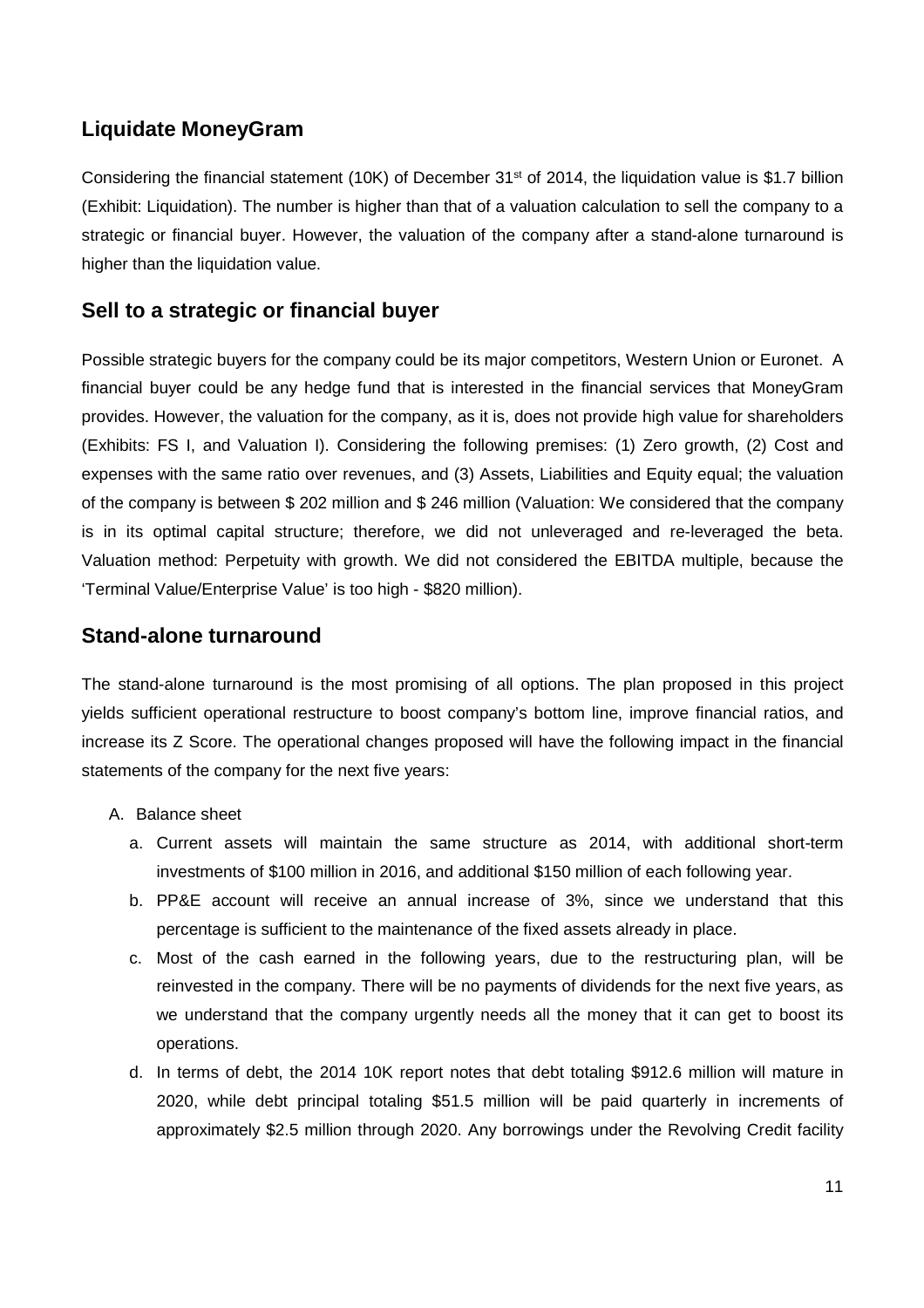## Liquidate MoneyGram

Considering the financial statement (10K) of December 31st of 2014, the liquidation value is \$1.7 billion (Exhibit: Liquidation). The number is higher than that of a valuation calculation to sell the company to a strategic or financial buyer. However, the valuation of the company after a stand-alone turnaround is higher than the liquidation value.

## Sell to a strategic or financial buyer

Possible strategic buyers for the company could be its major competitors, Western Union or Euronet. A financial buyer could be any hedge fund that is interested in the financial services that MoneyGram provides. However, the valuation for the company, as it is, does not provide high value for shareholders (Exhibits: FS I, and Valuation I). Considering the following premises: (1) Zero growth, (2) Cost and expenses with the same ratio over revenues, and (3) Assets, Liabilities and Equity equal; the valuation of the company is between \$ 202 million and \$ 246 million (Valuation: We considered that the company is in its optimal capital structure; therefore, we did not unleveraged and re-leveraged the beta. Valuation method: Perpetuity with growth. We did not considered the EBITDA multiple, because the 'Terminal Value/Enterprise Value' is too high - \$820 million).

## Stand-alone turnaround

The stand-alone turnaround is the most promising of all options. The plan proposed in this project yields sufficient operational restructure to boost company's bottom line, improve financial ratios, and increase its Z Score. The operational changes proposed will have the following impact in the financial statements of the company for the next five years:

A. Balance sheet
   a. Current assets will maintain the same structure as 2014, with additional short-term investments of \$100 million in 2016, and additional \$150 million of each following year.
   b. PP&E account will receive an annual increase of 3%, since we understand that this percentage is sufficient to the maintenance of the fixed assets already in place.
   c. Most of the cash earned in the following years, due to the restructuring plan, will be reinvested in the company. There will be no payments of dividends for the next five years, as we understand that the company urgently needs all the money that it can get to boost its operations.
   d. In terms of debt, the 2014 10K report notes that debt totaling \$912.6 million will mature in 2020, while debt principal totaling \$51.5 million will be paid quarterly in increments of approximately \$2.5 million through 2020. Any borrowings under the Revolving Credit facility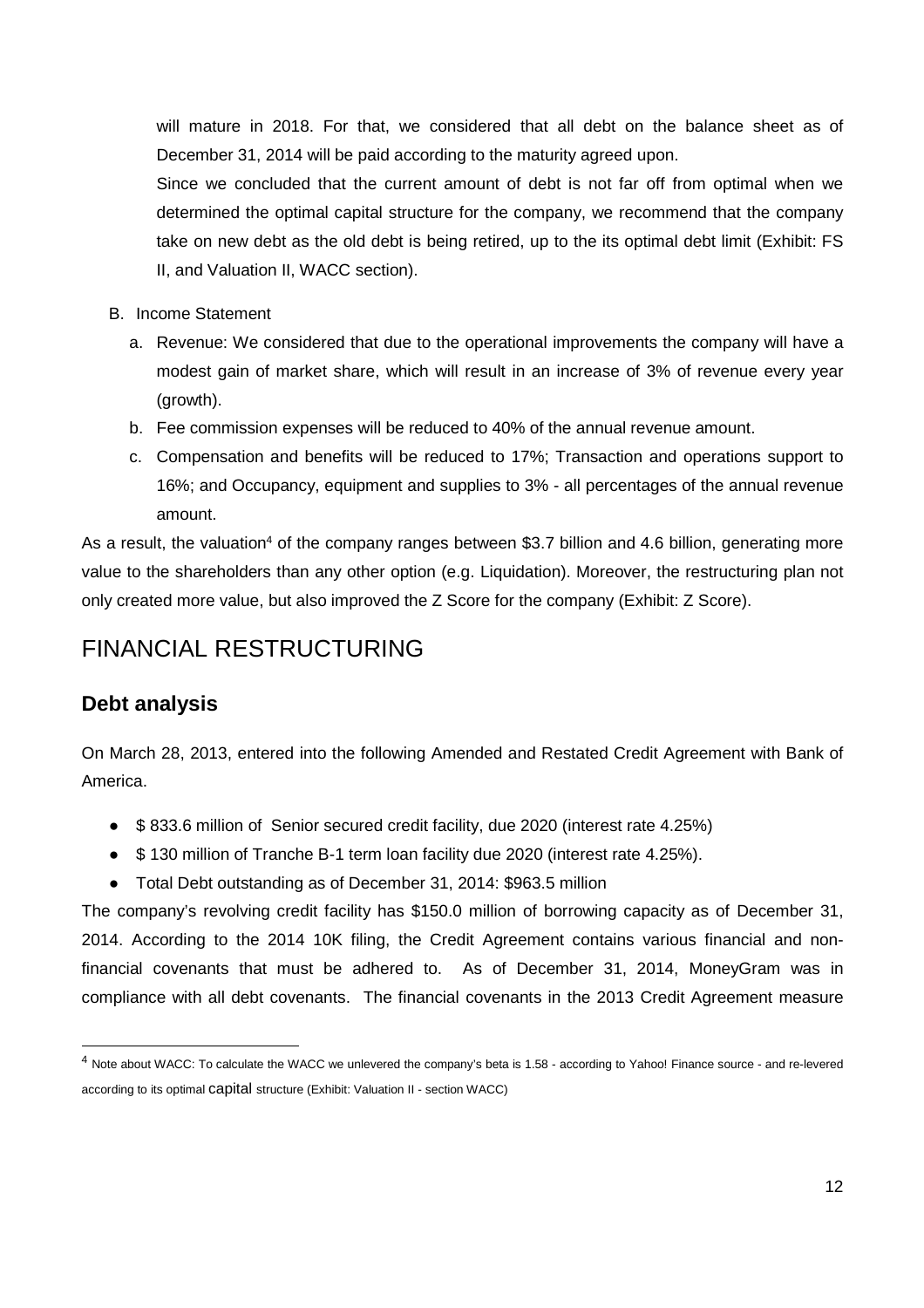will mature in 2018. For that, we considered that all debt on the balance sheet as of December 31, 2014 will be paid according to the maturity agreed upon.

Since we concluded that the current amount of debt is not far off from optimal when we determined the optimal capital structure for the company, we recommend that the company take on new debt as the old debt is being retired, up to the its optimal debt limit (Exhibit: FS II, and Valuation II, WACC section).

B. Income Statement
   a. Revenue: We considered that due to the operational improvements the company will have a modest gain of market share, which will result in an increase of 3% of revenue every year (growth).
   b. Fee commission expenses will be reduced to 40% of the annual revenue amount.
   c. Compensation and benefits will be reduced to 17%; Transaction and operations support to 16%; and Occupancy, equipment and supplies to 3% - all percentages of the annual revenue amount.

As a result, the valuation[4] of the company ranges between $3.7 billion and 4.6 billion, generating more value to the shareholders than any other option (e.g. Liquidation). Moreover, the restructuring plan not only created more value, but also improved the Z Score for the company (Exhibit: Z Score).

# FINANCIAL RESTRUCTURING

## Debt analysis

On March 28, 2013, entered into the following Amended and Restated Credit Agreement with Bank of America.

- $ 833.6 million of Senior secured credit facility, due 2020 (interest rate 4.25%)
- $ 130 million of Tranche B-1 term loan facility due 2020 (interest rate 4.25%).
- Total Debt outstanding as of December 31, 2014: $963.5 million

The company's revolving credit facility has $150.0 million of borrowing capacity as of December 31, 2014. According to the 2014 10K filing, the Credit Agreement contains various financial and non-financial covenants that must be adhered to. As of December 31, 2014, MoneyGram was in compliance with all debt covenants. The financial covenants in the 2013 Credit Agreement measure

---

[4] Note about WACC: To calculate the WACC we unlevered the company's beta is 1.58 - according to Yahoo! Finance source - and re-levered according to its optimal capital structure (Exhibit: Valuation II - section WACC)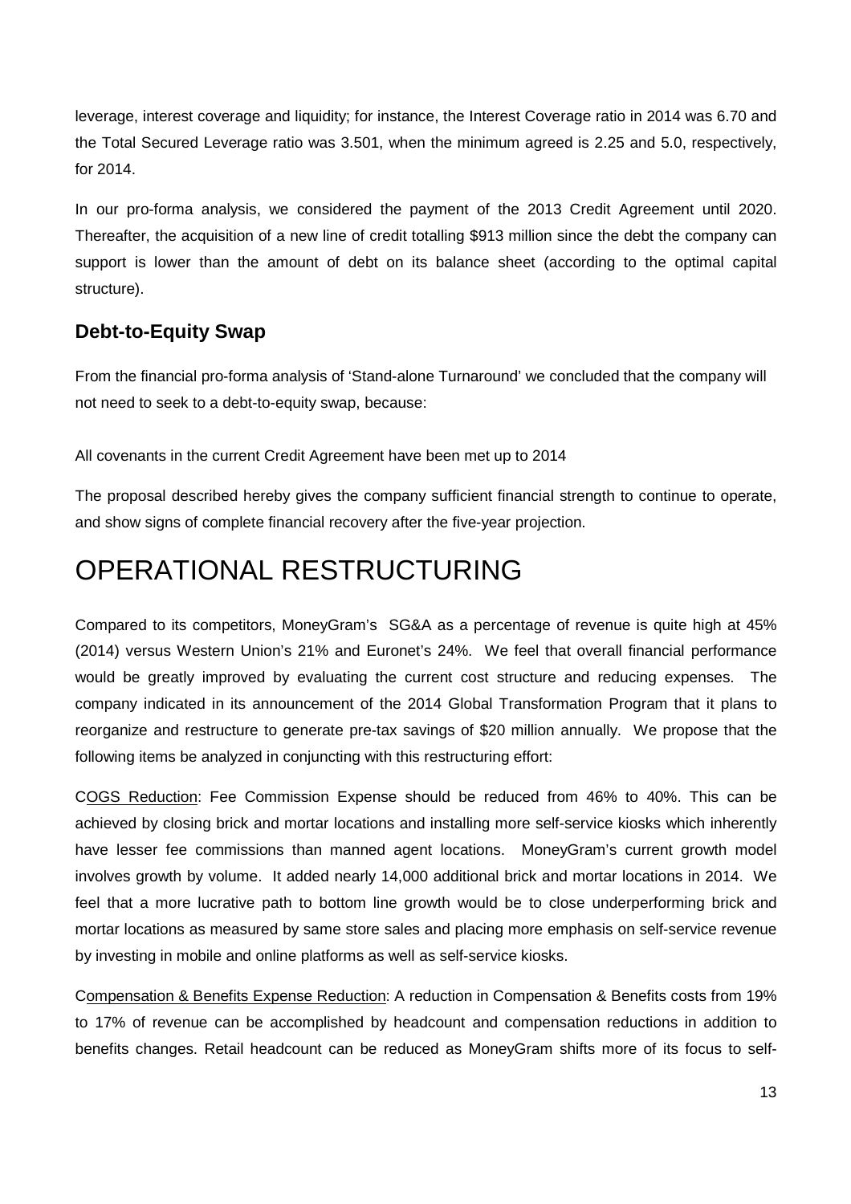leverage, interest coverage and liquidity; for instance, the Interest Coverage ratio in 2014 was 6.70 and the Total Secured Leverage ratio was 3.501, when the minimum agreed is 2.25 and 5.0, respectively, for 2014.

In our pro-forma analysis, we considered the payment of the 2013 Credit Agreement until 2020. Thereafter, the acquisition of a new line of credit totalling $913 million since the debt the company can support is lower than the amount of debt on its balance sheet (according to the optimal capital structure).

### Debt-to-Equity Swap

From the financial pro-forma analysis of 'Stand-alone Turnaround' we concluded that the company will not need to seek to a debt-to-equity swap, because:

All covenants in the current Credit Agreement have been met up to 2014

The proposal described hereby gives the company sufficient financial strength to continue to operate, and show signs of complete financial recovery after the five-year projection.

# OPERATIONAL RESTRUCTURING

Compared to its competitors, MoneyGram's SG&A as a percentage of revenue is quite high at 45% (2014) versus Western Union's 21% and Euronet's 24%. We feel that overall financial performance would be greatly improved by evaluating the current cost structure and reducing expenses. The company indicated in its announcement of the 2014 Global Transformation Program that it plans to reorganize and restructure to generate pre-tax savings of $20 million annually. We propose that the following items be analyzed in conjuncting with this restructuring effort:

COGS Reduction: Fee Commission Expense should be reduced from 46% to 40%. This can be achieved by closing brick and mortar locations and installing more self-service kiosks which inherently have lesser fee commissions than manned agent locations. MoneyGram's current growth model involves growth by volume. It added nearly 14,000 additional brick and mortar locations in 2014. We feel that a more lucrative path to bottom line growth would be to close underperforming brick and mortar locations as measured by same store sales and placing more emphasis on self-service revenue by investing in mobile and online platforms as well as self-service kiosks.

Compensation & Benefits Expense Reduction: A reduction in Compensation & Benefits costs from 19% to 17% of revenue can be accomplished by headcount and compensation reductions in addition to benefits changes. Retail headcount can be reduced as MoneyGram shifts more of its focus to self-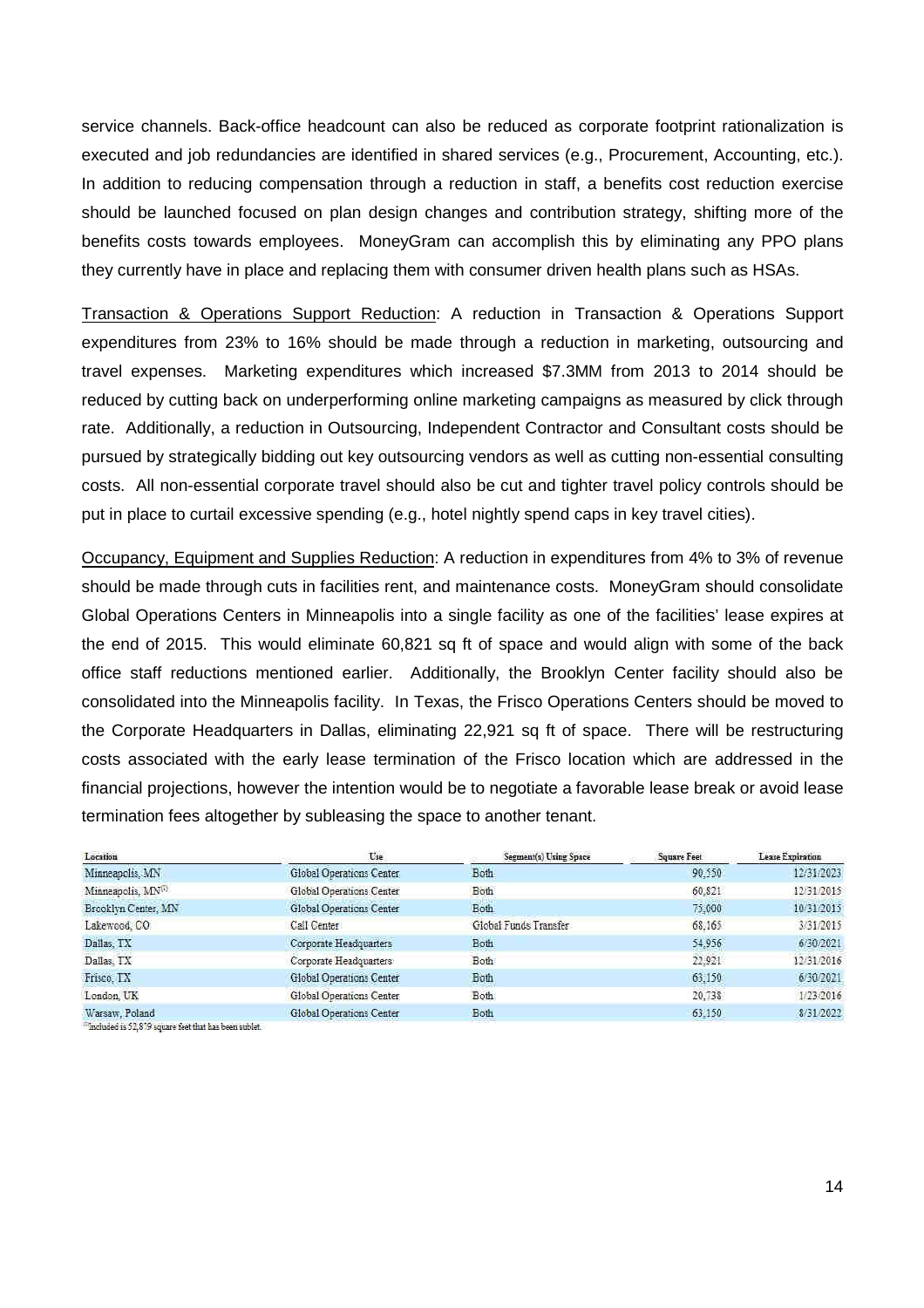service channels. Back-office headcount can also be reduced as corporate footprint rationalization is executed and job redundancies are identified in shared services (e.g., Procurement, Accounting, etc.). In addition to reducing compensation through a reduction in staff, a benefits cost reduction exercise should be launched focused on plan design changes and contribution strategy, shifting more of the benefits costs towards employees. MoneyGram can accomplish this by eliminating any PPO plans they currently have in place and replacing them with consumer driven health plans such as HSAs.

<u>Transaction & Operations Support Reduction</u>: A reduction in Transaction & Operations Support expenditures from 23% to 16% should be made through a reduction in marketing, outsourcing and travel expenses. Marketing expenditures which increased $7.3MM from 2013 to 2014 should be reduced by cutting back on underperforming online marketing campaigns as measured by click through rate. Additionally, a reduction in Outsourcing, Independent Contractor and Consultant costs should be pursued by strategically bidding out key outsourcing vendors as well as cutting non-essential consulting costs. All non-essential corporate travel should also be cut and tighter travel policy controls should be put in place to curtail excessive spending (e.g., hotel nightly spend caps in key travel cities).

<u>Occupancy, Equipment and Supplies Reduction</u>: A reduction in expenditures from 4% to 3% of revenue should be made through cuts in facilities rent, and maintenance costs. MoneyGram should consolidate Global Operations Centers in Minneapolis into a single facility as one of the facilities' lease expires at the end of 2015. This would eliminate 60,821 sq ft of space and would align with some of the back office staff reductions mentioned earlier. Additionally, the Brooklyn Center facility should also be consolidated into the Minneapolis facility. In Texas, the Frisco Operations Centers should be moved to the Corporate Headquarters in Dallas, eliminating 22,921 sq ft of space. There will be restructuring costs associated with the early lease termination of the Frisco location which are addressed in the financial projections, however the intention would be to negotiate a favorable lease break or avoid lease termination fees altogether by subleasing the space to another tenant.

| Location | Use | Segment(s) Using Space | Square Feet | Lease Expiration |
|---|---|---|---|---|
| Minneapolis, MN | Global Operations Center | Both | 90,550 | 12/31/2023 |
| Minneapolis, MN[1] | Global Operations Center | Both | 60,821 | 12/31/2015 |
| Brooklyn Center, MN | Global Operations Center | Both | 75,000 | 10/31/2015 |
| Lakewood, CO | Call Center | Global Funds Transfer | 68,165 | 3/31/2015 |
| Dallas, TX | Corporate Headquarters | Both | 54,956 | 6/30/2021 |
| Dallas, TX | Corporate Headquarters | Both | 22,921 | 12/31/2016 |
| Frisco, TX | Global Operations Center | Both | 63,150 | 6/30/2021 |
| London, UK | Global Operations Center | Both | 20,738 | 1/23/2016 |
| Warsaw, Poland | Global Operations Center | Both | 63,150 | 8/31/2022 |

[1] Included is 52,879 square feet that has been sublet.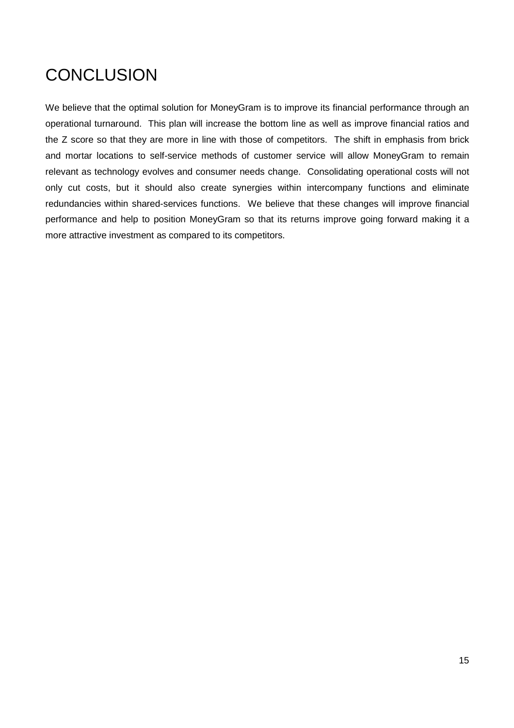# CONCLUSION

We believe that the optimal solution for MoneyGram is to improve its financial performance through an operational turnaround. This plan will increase the bottom line as well as improve financial ratios and the Z score so that they are more in line with those of competitors. The shift in emphasis from brick and mortar locations to self-service methods of customer service will allow MoneyGram to remain relevant as technology evolves and consumer needs change. Consolidating operational costs will not only cut costs, but it should also create synergies within intercompany functions and eliminate redundancies within shared-services functions. We believe that these changes will improve financial performance and help to position MoneyGram so that its returns improve going forward making it a more attractive investment as compared to its competitors.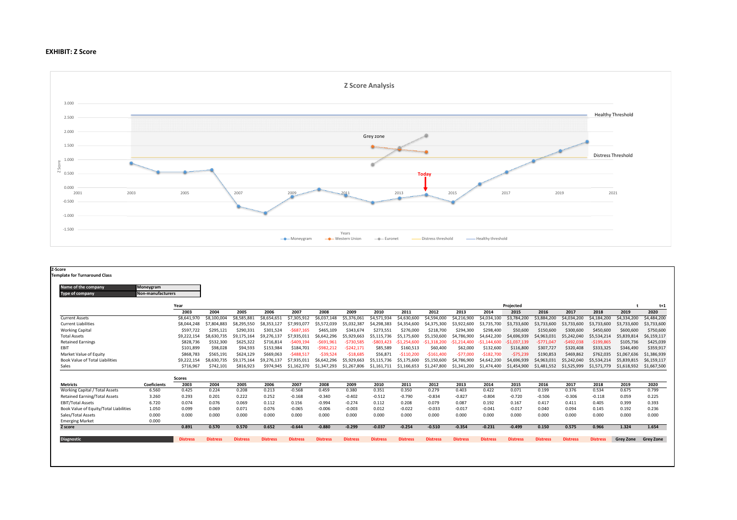**EXHIBIT: Z Score**

**Z Score Analysis**

**Z-Score**
**Template for Turnaround Class**

| Name of the company | Moneygram |
|---|---|
| Type of company | Non-manufacturers |

| | Year | | | | | | | | | | | | Projected | | | | t | t+1 |
|---|---|---|---|---|---|---|---|---|---|---|---|---|---|---|---|---|---|---|
| | 2003 | 2004 | 2005 | 2006 | 2007 | 2008 | 2009 | 2010 | 2011 | 2012 | 2013 | 2014 | 2015 | 2016 | 2017 | 2018 | 2019 | 2020 |
| Current Assets | $8,641,970 | $8,100,004 | $8,585,881 | $8,654,651 | $7,305,912 | $6,037,148 | $5,376,061 | $4,571,934 | $4,630,600 | $4,594,000 | $4,216,900 | $4,034,100 | $3,784,200 | $3,884,200 | $4,034,200 | $4,184,200 | $4,334,200 | $4,484,200 |
| Current Liabilities | $8,044,248 | $7,804,883 | $8,295,550 | $8,353,127 | $7,993,077 | $5,572,039 | $5,032,387 | $4,298,383 | $4,354,600 | $4,375,300 | $3,922,600 | $3,735,700 | $3,733,600 | $3,733,600 | $3,733,600 | $3,733,600 | $3,733,600 | $3,733,600 |
| Working Capital | $597,722 | $295,121 | $290,331 | $301,524 | -$687,165 | $465,109 | $343,674 | $273,551 | $276,000 | $218,700 | $294,300 | $298,400 | $50,600 | $150,600 | $300,600 | $450,600 | $600,600 | $750,600 |
| Total Assets | $9,222,154 | $8,630,735 | $9,175,164 | $9,276,137 | $7,935,011 | $6,642,296 | $5,929,663 | $5,115,736 | $5,175,600 | $5,150,600 | $4,786,900 | $4,642,200 | $4,696,939 | $4,963,031 | $5,242,040 | $5,534,214 | $5,839,814 | $6,159,117 |
| Retained Earnings | $828,736 | $532,300 | $625,322 | $716,814 | -$409,194 | -$691,961 | -$730,585 | -$803,423 | -$1,254,600 | -$1,318,200 | -$1,214,400 | -$1,144,600 | -$1,037,139 | -$771,047 | -$492,038 | -$199,865 | $105,736 | $425,039 |
| EBIT | $101,899 | $98,028 | $94,593 | $153,984 | $184,701 | -$982,212 | -$242,171 | $85,589 | $160,513 | $60,400 | $62,000 | $132,600 | $116,800 | $307,727 | $320,408 | $333,325 | $346,490 | $359,917 |
| Market Value of Equity | $868,783 | $565,191 | $624,129 | $669,063 | -$488,517 | -$39,524 | -$18,685 | $56,871 | -$110,200 | -$161,400 | -$77,000 | -$182,700 | -$75,239 | $190,853 | $469,862 | $762,035 | $1,067,636 | $1,386,939 |
| Book Value of Total Liabilities | $9,222,154 | $8,630,735 | $9,175,164 | $9,276,137 | $7,935,011 | $6,642,296 | $5,929,663 | $5,115,736 | $5,175,600 | $5,150,600 | $4,786,900 | $4,642,200 | $4,696,939 | $4,963,031 | $5,242,040 | $5,534,214 | $5,839,815 | $6,159,117 |
| Sales | $716,967 | $742,101 | $816,923 | $974,945 | $1,162,370 | $1,347,293 | $1,267,806 | $1,161,711 | $1,166,653 | $1,247,800 | $1,341,200 | $1,474,400 | $1,454,900 | $1,481,552 | $1,525,999 | $1,571,779 | $1,618,932 | $1,667,500 |

| Metrics | Coeficients | 2003 | 2004 | 2005 | 2006 | 2007 | 2008 | 2009 | 2010 | 2011 | 2012 | 2013 | 2014 | 2015 | 2016 | 2017 | 2018 | 2019 | 2020 |
|---|---|---|---|---|---|---|---|---|---|---|---|---|---|---|---|---|---|---|---|
| | | Scores | | | | | | | | | | | | | | | | | |
| Working Capital / Total Assets | 6.560 | 0.425 | 0.224 | 0.208 | 0.213 | -0.568 | 0.459 | 0.380 | 0.351 | 0.350 | 0.279 | 0.403 | 0.422 | 0.071 | 0.199 | 0.376 | 0.534 | 0.675 | 0.799 |
| Retained Earning/Total Assets | 3.260 | 0.293 | 0.201 | 0.222 | 0.252 | -0.168 | -0.340 | -0.402 | -0.512 | -0.790 | -0.834 | -0.827 | -0.804 | -0.720 | -0.506 | -0.306 | -0.118 | 0.059 | 0.225 |
| EBIT/Total Assets | 6.720 | 0.074 | 0.076 | 0.069 | 0.112 | 0.156 | -0.994 | -0.274 | 0.112 | 0.208 | 0.079 | 0.087 | 0.192 | 0.167 | 0.417 | 0.411 | 0.405 | 0.399 | 0.393 |
| Book Value of Equity/Total Liabilities | 1.050 | 0.099 | 0.069 | 0.071 | 0.076 | -0.065 | -0.006 | -0.003 | 0.012 | -0.022 | -0.033 | -0.017 | -0.041 | -0.017 | 0.040 | 0.094 | 0.145 | 0.192 | 0.236 |
| Sales/Total Assets | 0.000 | 0.000 | 0.000 | 0.000 | 0.000 | 0.000 | 0.000 | 0.000 | 0.000 | 0.000 | 0.000 | 0.000 | 0.000 | 0.000 | 0.000 | 0.000 | 0.000 | 0.000 | 0.000 |
| Emerging Market | 0.000 | | | | | | | | | | | | | | | | | | |
| **Z score** | | **0.891** | **0.570** | **0.570** | **0.652** | **-0.644** | **-0.880** | **-0.299** | **-0.037** | **-0.254** | **-0.510** | **-0.354** | **-0.231** | **-0.499** | **0.150** | **0.575** | **0.966** | **1.324** | **1.654** |
| **Diagnostic** | | Distress | Distress | Distress | Distress | Distress | Distress | Distress | Distress | Distress | Distress | Distress | Distress | Distress | Distress | Distress | Distress | Grey Zone | Grey Zone |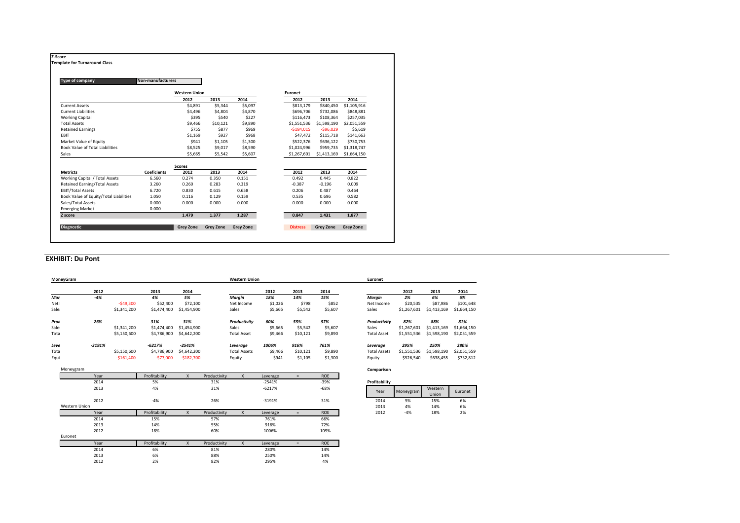**Z-Score**
**Template for Turnaround Class**

| Type of company | Non-manufacturers |
|---|---|

| | | Western Union | | | Euronet | | |
|---|---|---|---|---|---|---|---|
| | | 2012 | 2013 | 2014 | 2012 | 2013 | 2014 |
| Current Assets | | $4,891 | $5,344 | $5,097 | $813,179 | $840,450 | $1,105,916 |
| Current Liabilities | | $4,496 | $4,804 | $4,870 | $696,706 | $732,086 | $848,881 |
| Working Capital | | $395 | $540 | $227 | $116,473 | $108,364 | $257,035 |
| Total Assets | | $9,466 | $10,121 | $9,890 | $1,551,536 | $1,598,190 | $2,051,559 |
| Retained Earnings | | $755 | $877 | $969 | -$184,015 | -$96,029 | $5,619 |
| EBIT | | $1,169 | $927 | $968 | $47,472 | $115,718 | $141,663 |
| Market Value of Equity | | $941 | $1,105 | $1,300 | $522,376 | $636,122 | $730,753 |
| Book Value of Total Liabilities | | $8,525 | $9,017 | $8,590 | $1,024,996 | $959,735 | $1,318,747 |
| Sales | | $5,665 | $5,542 | $5,607 | $1,267,601 | $1,413,169 | $1,664,150 |
| | | **Scores** | | | | | |
| **Metricts** | **Coeficients** | **2012** | **2013** | **2014** | **2012** | **2013** | **2014** |
| Working Capital / Total Assets | 6.560 | 0.274 | 0.350 | 0.151 | 0.492 | 0.445 | 0.822 |
| Retained Earning/Total Assets | 3.260 | 0.260 | 0.283 | 0.319 | -0.387 | -0.196 | 0.009 |
| EBIT/Total Assets | 6.720 | 0.830 | 0.615 | 0.658 | 0.206 | 0.487 | 0.464 |
| Book Value of Equity/Total Liabilities | 1.050 | 0.116 | 0.129 | 0.159 | 0.535 | 0.696 | 0.582 |
| Sales/Total Assets | 0.000 | 0.000 | 0.000 | 0.000 | 0.000 | 0.000 | 0.000 |
| Emerging Market | 0.000 | | | | | | |
| **Z score** | | **1.479** | **1.377** | **1.287** | **0.847** | **1.431** | **1.877** |
| **Diagnostic** | | **Grey Zone** | **Grey Zone** | **Grey Zone** | **Distress** | **Grey Zone** | **Grey Zone** |

## EXHIBIT: Du Pont

**MoneyGram**

| | 2012 | | 2013 | 2014 |
|---|---|---|---|---|
| *Mar* | *-4%* | | *4%* | *5%* |
| Net I | | -$49,300 | $52,400 | $72,100 |
| Sale | | $1,341,200 | $1,474,400 | $1,454,900 |
| *Prod* | *26%* | | *31%* | *31%* |
| Sale | | $1,341,200 | $1,474,400 | $1,454,900 |
| Tota | | $5,150,600 | $4,786,900 | $4,642,200 |
| *Leve* | *-3191%* | | *-6217%* | *-2541%* |
| Tota | | $5,150,600 | $4,786,900 | $4,642,200 |
| Equi | | -$161,400 | -$77,000 | -$182,700 |

**Western Union**

| | 2012 | 2013 | 2014 |
|---|---|---|---|
| *Margin* | *18%* | *14%* | *15%* |
| Net Income | $1,026 | $798 | $852 |
| Sales | $5,665 | $5,542 | $5,607 |
| *Productivity* | *60%* | *55%* | *57%* |
| Sales | $5,665 | $5,542 | $5,607 |
| Total Asset | $9,466 | $10,121 | $9,890 |
| *Leverage* | *1006%* | *916%* | *761%* |
| Total Assets | $9,466 | $10,121 | $9,890 |
| Equity | $941 | $1,105 | $1,300 |

**Euronet**

| | 2012 | 2013 | 2014 |
|---|---|---|---|
| *Margin* | *2%* | *6%* | *6%* |
| Net Income | $20,535 | $87,986 | $101,648 |
| Sales | $1,267,601 | $1,413,169 | $1,664,150 |
| *Productivity* | *82%* | *88%* | *81%* |
| Sales | $1,267,601 | $1,413,169 | $1,664,150 |
| Total Asset | $1,551,536 | $1,598,190 | $2,051,559 |
| *Leverage* | *295%* | *250%* | *280%* |
| Total Assets | $1,551,536 | $1,598,190 | $2,051,559 |
| Equity | $526,540 | $638,455 | $732,812 |

Moneygram

| Year | Profitability | X | Productivity | X | Leverage | = | ROE |
|---|---|---|---|---|---|---|---|
| 2014 | 5% | | 31% | | -2541% | | -39% |
| 2013 | 4% | | 31% | | -6217% | | -68% |
| 2012 | -4% | | 26% | | -3191% | | 31% |

Western Union

| Year | Profitability | X | Productivity | X | Leverage | = | ROE |
|---|---|---|---|---|---|---|---|
| 2014 | 15% | | 57% | | 761% | | 66% |
| 2013 | 14% | | 55% | | 916% | | 72% |
| 2012 | 18% | | 60% | | 1006% | | 109% |

Euronet

| Year | Profitability | X | Productivity | X | Leverage | = | ROE |
|---|---|---|---|---|---|---|---|
| 2014 | 6% | | 81% | | 280% | | 14% |
| 2013 | 6% | | 88% | | 250% | | 14% |
| 2012 | 2% | | 82% | | 295% | | 4% |

**Comparison**

**Profitability**

| Year | Moneygram | Western Union | Euronet |
|---|---|---|---|
| 2014 | 5% | 15% | 6% |
| 2013 | 4% | 14% | 6% |
| 2012 | -4% | 18% | 2% |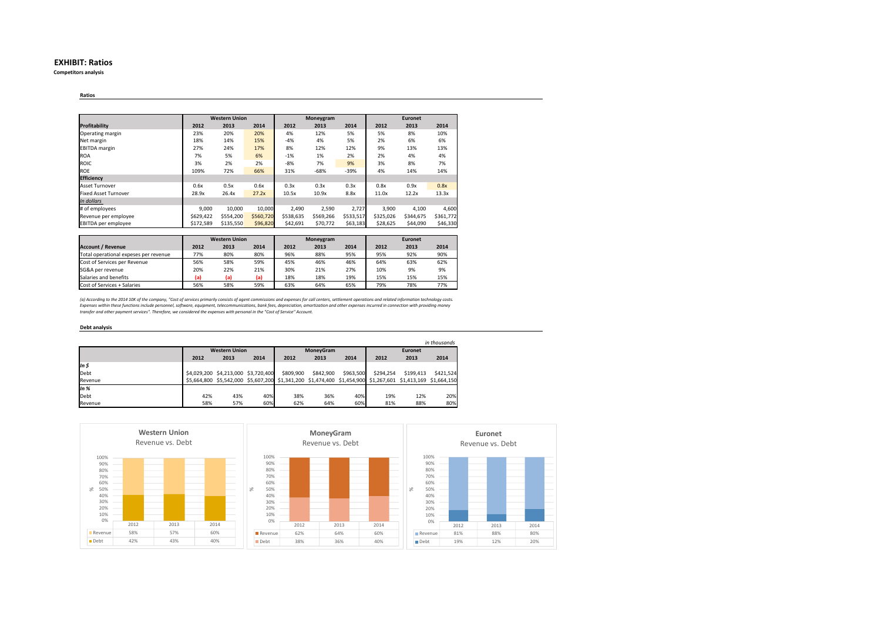# EXHIBIT: Ratios

**Competitors analysis**

**Ratios**

| | Western Union | | | Moneygram | | | Euronet | | |
|---|---|---|---|---|---|---|---|---|---|
| **Profitability** | **2012** | **2013** | **2014** | **2012** | **2013** | **2014** | **2012** | **2013** | **2014** |
| Operating margin | 23% | 20% | 20% | 4% | 12% | 5% | 5% | 8% | 10% |
| Net margin | 18% | 14% | 15% | -4% | 4% | 5% | 2% | 6% | 6% |
| EBITDA margin | 27% | 24% | 17% | 8% | 12% | 12% | 9% | 13% | 13% |
| ROA | 7% | 5% | 6% | -1% | 1% | 2% | 2% | 4% | 4% |
| ROIC | 3% | 2% | 2% | -8% | 7% | 9% | 3% | 8% | 7% |
| ROE | 109% | 72% | 66% | 31% | -68% | -39% | 4% | 14% | 14% |
| **Efficiency** | | | | | | | | | |
| Asset Turnover | 0.6x | 0.5x | 0.6x | 0.3x | 0.3x | 0.3x | 0.8x | 0.9x | 0.8x |
| Fixed Asset Turnover | 28.9x | 26.4x | 27.2x | 10.5x | 10.9x | 8.8x | 11.0x | 12.2x | 13.3x |
| *In dollars* | | | | | | | | | |
| # of employees | 9,000 | 10,000 | 10,000 | 2,490 | 2,590 | 2,727 | 3,900 | 4,100 | 4,600 |
| Revenue per employee | $629,422 | $554,200 | $560,720 | $538,635 | $569,266 | $533,517 | $325,026 | $344,675 | $361,772 |
| EBITDA per employee | $172,589 | $135,550 | $96,820 | $42,691 | $70,772 | $63,183 | $28,625 | $44,090 | $46,330 |

| | Western Union | | | Moneygram | | | Euronet | | |
|---|---|---|---|---|---|---|---|---|---|
| **Account / Revenue** | **2012** | **2013** | **2014** | **2012** | **2013** | **2014** | **2012** | **2013** | **2014** |
| Total operational expeses per revenue | 77% | 80% | 80% | 96% | 88% | 95% | 95% | 92% | 90% |
| Cost of Services per Revenue | 56% | 58% | 59% | 45% | 46% | 46% | 64% | 63% | 62% |
| SG&A per revenue | 20% | 22% | 21% | 30% | 21% | 27% | 10% | 9% | 9% |
| Salaries and benefits | (a) | (a) | (a) | 18% | 18% | 19% | 15% | 15% | 15% |
| Cost of Services + Salaries | 56% | 58% | 59% | 63% | 64% | 65% | 79% | 78% | 77% |

*(a) According to the 2014 10K of the company, "Cost of services primarily consists of agent commissions and expenses for call centers, settlement operations and related information technology costs. Expenses within these functions include personnel, software, equipment, telecommunications, bank fees, depreciation, amortization and other expenses incurred in connection with providing money transfer and other payment services". Therefore, we considered the expenses with personal in the "Cost of Service" Account.*

**Debt analysis**

*in thousands*

| | Western Union | | | MoneyGram | | | Euronet | | |
|---|---|---|---|---|---|---|---|---|---|
| | **2012** | **2013** | **2014** | **2012** | **2013** | **2014** | **2012** | **2013** | **2014** |
| ***In $*** | | | | | | | | | |
| Debt | $4,029,200 | $4,213,000 | $3,720,400 | $809,900 | $842,900 | $963,500 | $294,254 | $199,413 | $421,524 |
| Revenue | $5,664,800 | $5,542,000 | $5,607,200 | $1,341,200 | $1,474,400 | $1,454,900 | $1,267,601 | $1,413,169 | $1,664,150 |
| ***In %*** | | | | | | | | | |
| Debt | 42% | 43% | 40% | 38% | 36% | 40% | 19% | 12% | 20% |
| Revenue | 58% | 57% | 60% | 62% | 64% | 60% | 81% | 88% | 80% |

**Western Union** Revenue vs. Debt

| | 2012 | 2013 | 2014 |
|---|---|---|---|
| Revenue | 58% | 57% | 60% |
| Debt | 42% | 43% | 40% |

**MoneyGram** Revenue vs. Debt

| | 2012 | 2013 | 2014 |
|---|---|---|---|
| Revenue | 62% | 64% | 60% |
| Debt | 38% | 36% | 40% |

**Euronet** Revenue vs. Debt

| | 2012 | 2013 | 2014 |
|---|---|---|---|
| Revenue | 81% | 88% | 80% |
| Debt | 19% | 12% | 20% |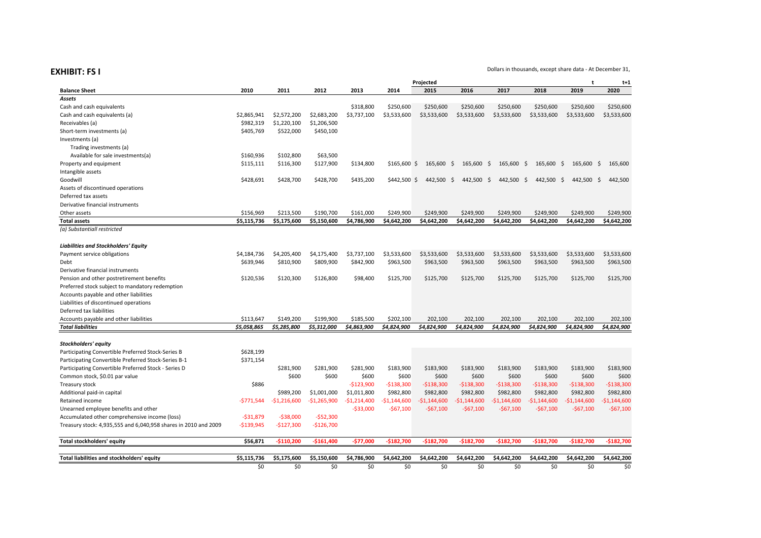## EXHIBIT: FS I

Dollars in thousands, except share data - At December 31,

| | | | | | | Projected | | | | t | t+1 |
|---|---|---|---|---|---|---|---|---|---|---|---|
| **Balance Sheet** | **2010** | **2011** | **2012** | **2013** | **2014** | **2015** | **2016** | **2017** | **2018** | **2019** | **2020** |
| ***Assets*** | | | | | | | | | | | |
| Cash and cash equivalents | | | | $318,800 | $250,600 | $250,600 | $250,600 | $250,600 | $250,600 | $250,600 | $250,600 |
| Cash and cash equivalents (a) | $2,865,941 | $2,572,200 | $2,683,200 | $3,737,100 | $3,533,600 | $3,533,600 | $3,533,600 | $3,533,600 | $3,533,600 | $3,533,600 | $3,533,600 |
| Receivables (a) | $982,319 | $1,220,100 | $1,206,500 | | | | | | | | |
| Short-term investments (a) | $405,769 | $522,000 | $450,100 | | | | | | | | |
| Investments (a) | | | | | | | | | | | |
| Trading investments (a) | | | | | | | | | | | |
| Available for sale investments(a) | $160,936 | $102,800 | $63,500 | | | | | | | | |
| Property and equipment | $115,111 | $116,300 | $127,900 | $134,800 | $165,600 | $ 165,600 | $ 165,600 | $ 165,600 | $ 165,600 | $ 165,600 | $ 165,600 |
| Intangible assets | | | | | | | | | | | |
| Goodwill | $428,691 | $428,700 | $428,700 | $435,200 | $442,500 | $ 442,500 | $ 442,500 | $ 442,500 | $ 442,500 | $ 442,500 | $ 442,500 |
| Assets of discontinued operations | | | | | | | | | | | |
| Deferred tax assets | | | | | | | | | | | |
| Derivative financial instruments | | | | | | | | | | | |
| Other assets | $156,969 | $213,500 | $190,700 | $161,000 | $249,900 | $249,900 | $249,900 | $249,900 | $249,900 | $249,900 | $249,900 |
| **Total assets** | **$5,115,736** | **$5,175,600** | **$5,150,600** | **$4,786,900** | **$4,642,200** | **$4,642,200** | **$4,642,200** | **$4,642,200** | **$4,642,200** | **$4,642,200** | **$4,642,200** |
| *(a) Substantiall restricted* | | | | | | | | | | | |
| | | | | | | | | | | | |
| ***Liabilities and Stockholders' Equity*** | | | | | | | | | | | |
| Payment service obligations | $4,184,736 | $4,205,400 | $4,175,400 | $3,737,100 | $3,533,600 | $3,533,600 | $3,533,600 | $3,533,600 | $3,533,600 | $3,533,600 | $3,533,600 |
| Debt | $639,946 | $810,900 | $809,900 | $842,900 | $963,500 | $963,500 | $963,500 | $963,500 | $963,500 | $963,500 | $963,500 |
| Derivative financial instruments | | | | | | | | | | | |
| Pension and other postretirement benefits | $120,536 | $120,300 | $126,800 | $98,400 | $125,700 | $125,700 | $125,700 | $125,700 | $125,700 | $125,700 | $125,700 |
| Preferred stock subject to mandatory redemption | | | | | | | | | | | |
| Accounts payable and other liabilities | | | | | | | | | | | |
| Liabilities of discontinued operations | | | | | | | | | | | |
| Deferred tax liabilities | | | | | | | | | | | |
| Accounts payable and other liabilities | $113,647 | $149,200 | $199,900 | $185,500 | $202,100 | 202,100 | 202,100 | 202,100 | 202,100 | 202,100 | 202,100 |
| ***Total liabilities*** | ***$5,058,865*** | ***$5,285,800*** | ***$5,312,000*** | ***$4,863,900*** | ***$4,824,900*** | ***$4,824,900*** | ***$4,824,900*** | ***$4,824,900*** | ***$4,824,900*** | ***$4,824,900*** | ***$4,824,900*** |
| | | | | | | | | | | | |
| ***Stockholders' equity*** | | | | | | | | | | | |
| Participating Convertible Preferred Stock-Series B | $628,199 | | | | | | | | | | |
| Participating Convertible Preferred Stock-Series B-1 | $371,154 | | | | | | | | | | |
| Participating Convertible Preferred Stock - Series D | | $281,900 | $281,900 | $281,900 | $183,900 | $183,900 | $183,900 | $183,900 | $183,900 | $183,900 | $183,900 |
| Common stock, $0.01 par value | | $600 | $600 | $600 | $600 | $600 | $600 | $600 | $600 | $600 | $600 |
| Treasury stock | $886 | | | -$123,900 | -$138,300 | -$138,300 | -$138,300 | -$138,300 | -$138,300 | -$138,300 | -$138,300 |
| Additional paid-in capital | | $989,200 | $1,001,000 | $1,011,800 | $982,800 | $982,800 | $982,800 | $982,800 | $982,800 | $982,800 | $982,800 |
| Retained income | -$771,544 | -$1,216,600 | -$1,265,900 | -$1,214,400 | -$1,144,600 | -$1,144,600 | -$1,144,600 | -$1,144,600 | -$1,144,600 | -$1,144,600 | -$1,144,600 |
| Unearned employee benefits and other | | | | -$33,000 | -$67,100 | -$67,100 | -$67,100 | -$67,100 | -$67,100 | -$67,100 | -$67,100 |
| Accumulated other comprehensive income (loss) | -$31,879 | -$38,000 | -$52,300 | | | | | | | | |
| Treasury stock: 4,935,555 and 6,040,958 shares in 2010 and 2009 | -$139,945 | -$127,300 | -$126,700 | | | | | | | | |
| | | | | | | | | | | | |
| **Total stockholders' equity** | **$56,871** | **-$110,200** | **-$161,400** | **-$77,000** | **-$182,700** | **-$182,700** | **-$182,700** | **-$182,700** | **-$182,700** | **-$182,700** | **-$182,700** |
| | | | | | | | | | | | |
| **Total liabilities and stockholders' equity** | **$5,115,736** | **$5,175,600** | **$5,150,600** | **$4,786,900** | **$4,642,200** | **$4,642,200** | **$4,642,200** | **$4,642,200** | **$4,642,200** | **$4,642,200** | **$4,642,200** |
| | $0 | $0 | $0 | $0 | $0 | $0 | $0 | $0 | $0 | $0 | $0 |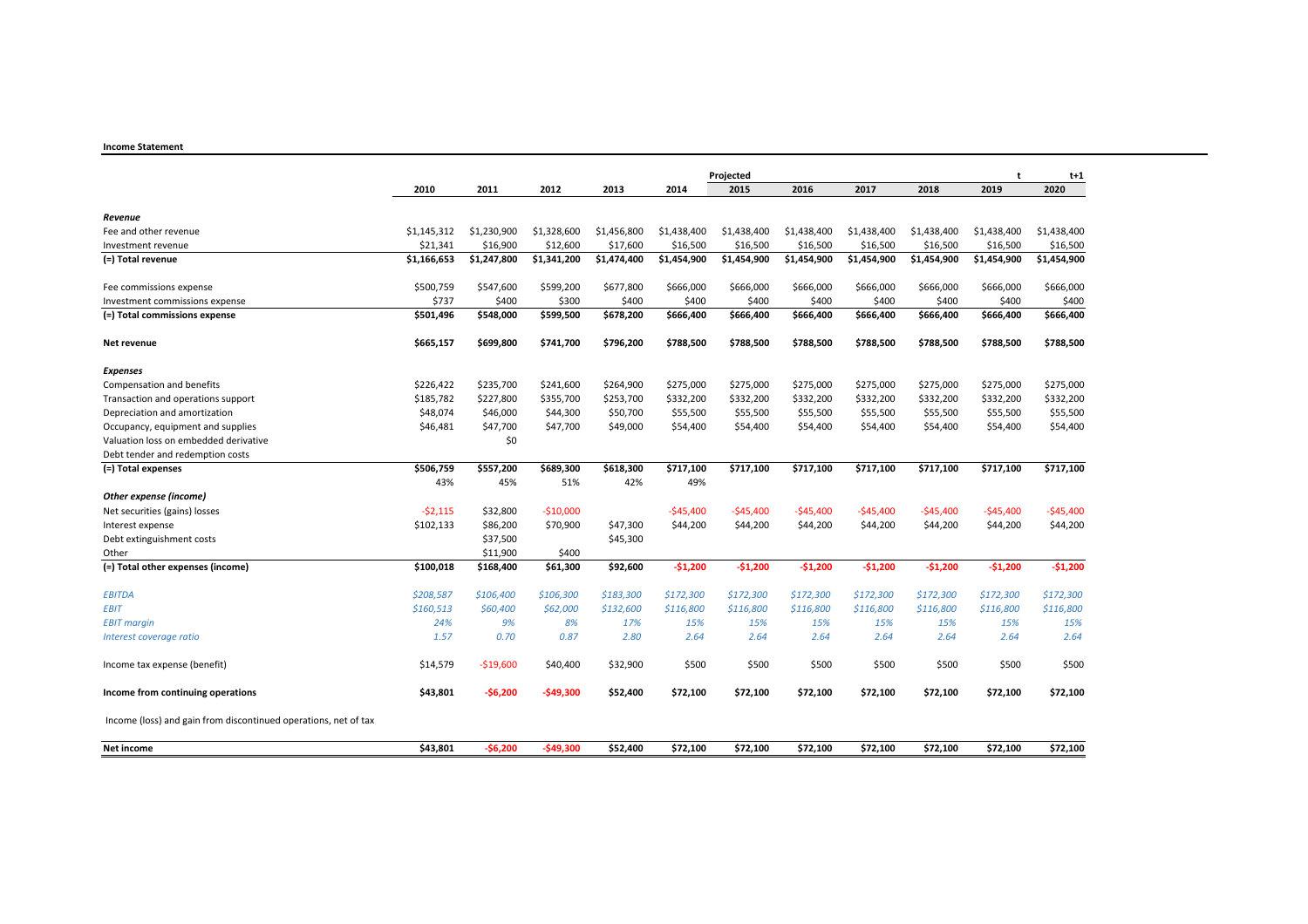**Income Statement**

| | | | | | | Projected | | | | t | t+1 |
|---|---|---|---|---|---|---|---|---|---|---|---|
| | 2010 | 2011 | 2012 | 2013 | 2014 | 2015 | 2016 | 2017 | 2018 | 2019 | 2020 |
| ***Revenue*** | | | | | | | | | | | |
| Fee and other revenue | $1,145,312 | $1,230,900 | $1,328,600 | $1,456,800 | $1,438,400 | $1,438,400 | $1,438,400 | $1,438,400 | $1,438,400 | $1,438,400 | $1,438,400 |
| Investment revenue | $21,341 | $16,900 | $12,600 | $17,600 | $16,500 | $16,500 | $16,500 | $16,500 | $16,500 | $16,500 | $16,500 |
| **(=) Total revenue** | **$1,166,653** | **$1,247,800** | **$1,341,200** | **$1,474,400** | **$1,454,900** | **$1,454,900** | **$1,454,900** | **$1,454,900** | **$1,454,900** | **$1,454,900** | **$1,454,900** |
| Fee commissions expense | $500,759 | $547,600 | $599,200 | $677,800 | $666,000 | $666,000 | $666,000 | $666,000 | $666,000 | $666,000 | $666,000 |
| Investment commissions expense | $737 | $400 | $300 | $400 | $400 | $400 | $400 | $400 | $400 | $400 | $400 |
| **(=) Total commissions expense** | **$501,496** | **$548,000** | **$599,500** | **$678,200** | **$666,400** | **$666,400** | **$666,400** | **$666,400** | **$666,400** | **$666,400** | **$666,400** |
| **Net revenue** | **$665,157** | **$699,800** | **$741,700** | **$796,200** | **$788,500** | **$788,500** | **$788,500** | **$788,500** | **$788,500** | **$788,500** | **$788,500** |
| ***Expenses*** | | | | | | | | | | | |
| Compensation and benefits | $226,422 | $235,700 | $241,600 | $264,900 | $275,000 | $275,000 | $275,000 | $275,000 | $275,000 | $275,000 | $275,000 |
| Transaction and operations support | $185,782 | $227,800 | $355,700 | $253,700 | $332,200 | $332,200 | $332,200 | $332,200 | $332,200 | $332,200 | $332,200 |
| Depreciation and amortization | $48,074 | $46,000 | $44,300 | $50,700 | $55,500 | $55,500 | $55,500 | $55,500 | $55,500 | $55,500 | $55,500 |
| Occupancy, equipment and supplies | $46,481 | $47,700 | $47,700 | $49,000 | $54,400 | $54,400 | $54,400 | $54,400 | $54,400 | $54,400 | $54,400 |
| Valuation loss on embedded derivative | | $0 | | | | | | | | | |
| Debt tender and redemption costs | | | | | | | | | | | |
| **(=) Total expenses** | **$506,759** | **$557,200** | **$689,300** | **$618,300** | **$717,100** | **$717,100** | **$717,100** | **$717,100** | **$717,100** | **$717,100** | **$717,100** |
| | 43% | 45% | 51% | 42% | 49% | | | | | | |
| ***Other expense (income)*** | | | | | | | | | | | |
| Net securities (gains) losses | -$2,115 | $32,800 | -$10,000 | | -$45,400 | -$45,400 | -$45,400 | -$45,400 | -$45,400 | -$45,400 | -$45,400 |
| Interest expense | $102,133 | $86,200 | $70,900 | $47,300 | $44,200 | $44,200 | $44,200 | $44,200 | $44,200 | $44,200 | $44,200 |
| Debt extinguishment costs | | $37,500 | | $45,300 | | | | | | | |
| Other | | $11,900 | $400 | | | | | | | | |
| **(=) Total other expenses (income)** | **$100,018** | **$168,400** | **$61,300** | **$92,600** | **-$1,200** | **-$1,200** | **-$1,200** | **-$1,200** | **-$1,200** | **-$1,200** | **-$1,200** |
| *EBITDA* | *$208,587* | *$106,400* | *$106,300* | *$183,300* | *$172,300* | *$172,300* | *$172,300* | *$172,300* | *$172,300* | *$172,300* | *$172,300* |
| *EBIT* | *$160,513* | *$60,400* | *$62,000* | *$132,600* | *$116,800* | *$116,800* | *$116,800* | *$116,800* | *$116,800* | *$116,800* | *$116,800* |
| *EBIT margin* | *24%* | *9%* | *8%* | *17%* | *15%* | *15%* | *15%* | *15%* | *15%* | *15%* | *15%* |
| *Interest coverage ratio* | *1.57* | *0.70* | *0.87* | *2.80* | *2.64* | *2.64* | *2.64* | *2.64* | *2.64* | *2.64* | *2.64* |
| Income tax expense (benefit) | $14,579 | -$19,600 | $40,400 | $32,900 | $500 | $500 | $500 | $500 | $500 | $500 | $500 |
| **Income from continuing operations** | **$43,801** | **-$6,200** | **-$49,300** | **$52,400** | **$72,100** | **$72,100** | **$72,100** | **$72,100** | **$72,100** | **$72,100** | **$72,100** |
| Income (loss) and gain from discontinued operations, net of tax | | | | | | | | | | | |
| **Net income** | **$43,801** | **-$6,200** | **-$49,300** | **$52,400** | **$72,100** | **$72,100** | **$72,100** | **$72,100** | **$72,100** | **$72,100** | **$72,100** |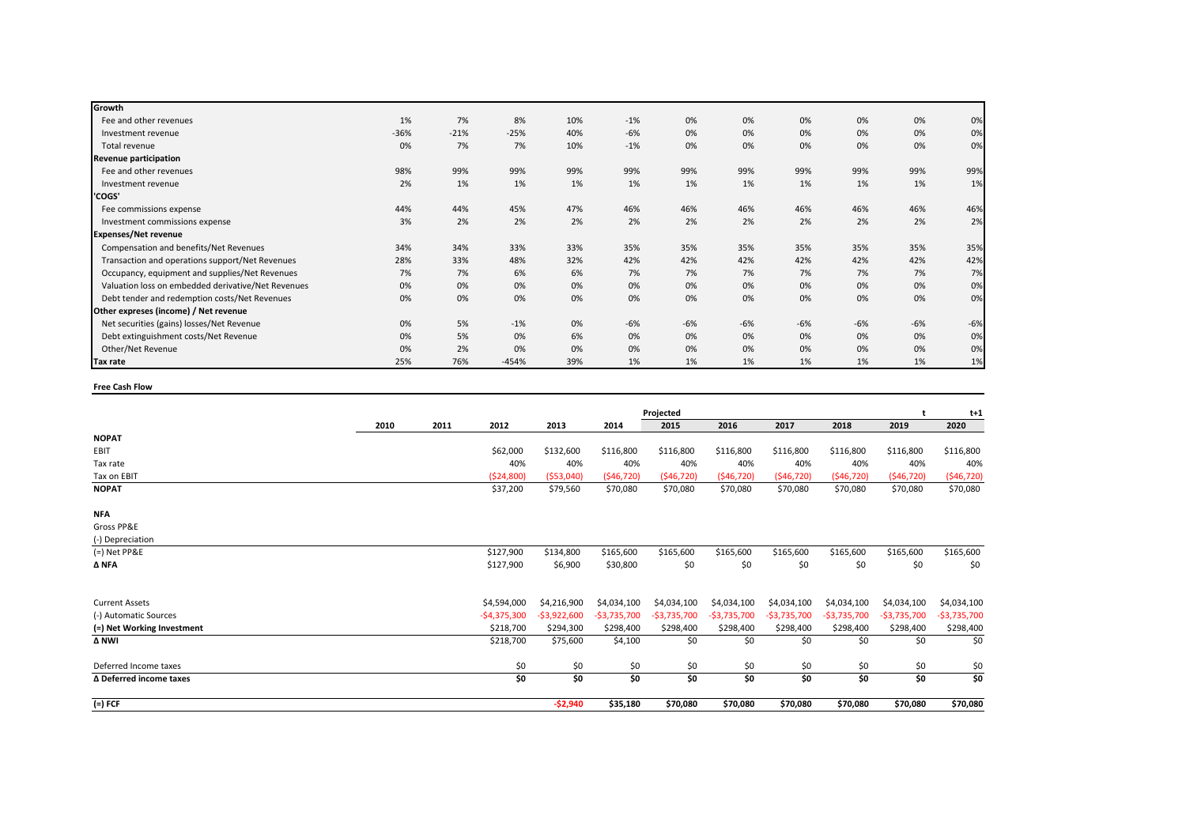| Growth | | | | | | | | | | | |
|---|---|---|---|---|---|---|---|---|---|---|---|
| Fee and other revenues | 1% | 7% | 8% | 10% | -1% | 0% | 0% | 0% | 0% | 0% | 0% |
| Investment revenue | -36% | -21% | -25% | 40% | -6% | 0% | 0% | 0% | 0% | 0% | 0% |
| Total revenue | 0% | 7% | 7% | 10% | -1% | 0% | 0% | 0% | 0% | 0% | 0% |
| **Revenue participation** | | | | | | | | | | | |
| Fee and other revenues | 98% | 99% | 99% | 99% | 99% | 99% | 99% | 99% | 99% | 99% | 99% |
| Investment revenue | 2% | 1% | 1% | 1% | 1% | 1% | 1% | 1% | 1% | 1% | 1% |
| **'COGS'** | | | | | | | | | | | |
| Fee commissions expense | 44% | 44% | 45% | 47% | 46% | 46% | 46% | 46% | 46% | 46% | 46% |
| Investment commissions expense | 3% | 2% | 2% | 2% | 2% | 2% | 2% | 2% | 2% | 2% | 2% |
| **Expenses/Net revenue** | | | | | | | | | | | |
| Compensation and benefits/Net Revenues | 34% | 34% | 33% | 33% | 35% | 35% | 35% | 35% | 35% | 35% | 35% |
| Transaction and operations support/Net Revenues | 28% | 33% | 48% | 32% | 42% | 42% | 42% | 42% | 42% | 42% | 42% |
| Occupancy, equipment and supplies/Net Revenues | 7% | 7% | 6% | 6% | 7% | 7% | 7% | 7% | 7% | 7% | 7% |
| Valuation loss on embedded derivative/Net Revenues | 0% | 0% | 0% | 0% | 0% | 0% | 0% | 0% | 0% | 0% | 0% |
| Debt tender and redemption costs/Net Revenues | 0% | 0% | 0% | 0% | 0% | 0% | 0% | 0% | 0% | 0% | 0% |
| **Other expreses (income) / Net revenue** | | | | | | | | | | | |
| Net securities (gains) losses/Net Revenue | 0% | 5% | -1% | 0% | -6% | -6% | -6% | -6% | -6% | -6% | -6% |
| Debt extinguishment costs/Net Revenue | 0% | 5% | 0% | 6% | 0% | 0% | 0% | 0% | 0% | 0% | 0% |
| Other/Net Revenue | 0% | 2% | 0% | 0% | 0% | 0% | 0% | 0% | 0% | 0% | 0% |
| **Tax rate** | 25% | 76% | -454% | 39% | 1% | 1% | 1% | 1% | 1% | 1% | 1% |

**Free Cash Flow**

| | | | | | | Projected | | | | t | t+1 |
|---|---|---|---|---|---|---|---|---|---|---|---|
| | **2010** | **2011** | **2012** | **2013** | **2014** | **2015** | **2016** | **2017** | **2018** | **2019** | **2020** |
| **NOPAT** | | | | | | | | | | | |
| EBIT | | | $62,000 | $132,600 | $116,800 | $116,800 | $116,800 | $116,800 | $116,800 | $116,800 | $116,800 |
| Tax rate | | | 40% | 40% | 40% | 40% | 40% | 40% | 40% | 40% | 40% |
| Tax on EBIT | | | ($24,800) | ($53,040) | ($46,720) | ($46,720) | ($46,720) | ($46,720) | ($46,720) | ($46,720) | ($46,720) |
| **NOPAT** | | | $37,200 | $79,560 | $70,080 | $70,080 | $70,080 | $70,080 | $70,080 | $70,080 | $70,080 |
| **NFA** | | | | | | | | | | | |
| Gross PP&E | | | | | | | | | | | |
| (-) Depreciation | | | | | | | | | | | |
| (=) Net PP&E | | | $127,900 | $134,800 | $165,600 | $165,600 | $165,600 | $165,600 | $165,600 | $165,600 | $165,600 |
| **Δ NFA** | | | $127,900 | $6,900 | $30,800 | $0 | $0 | $0 | $0 | $0 | $0 |
| Current Assets | | | $4,594,000 | $4,216,900 | $4,034,100 | $4,034,100 | $4,034,100 | $4,034,100 | $4,034,100 | $4,034,100 | $4,034,100 |
| (-) Automatic Sources | | | -$4,375,300 | -$3,922,600 | -$3,735,700 | -$3,735,700 | -$3,735,700 | -$3,735,700 | -$3,735,700 | -$3,735,700 | -$3,735,700 |
| **(=) Net Working Investment** | | | $218,700 | $294,300 | $298,400 | $298,400 | $298,400 | $298,400 | $298,400 | $298,400 | $298,400 |
| **Δ NWI** | | | $218,700 | $75,600 | $4,100 | $0 | $0 | $0 | $0 | $0 | $0 |
| Deferred Income taxes | | | $0 | $0 | $0 | $0 | $0 | $0 | $0 | $0 | $0 |
| **Δ Deferred income taxes** | | | **$0** | **$0** | **$0** | **$0** | **$0** | **$0** | **$0** | **$0** | **$0** |
| **(=) FCF** | | | | **-$2,940** | **$35,180** | **$70,080** | **$70,080** | **$70,080** | **$70,080** | **$70,080** | **$70,080** |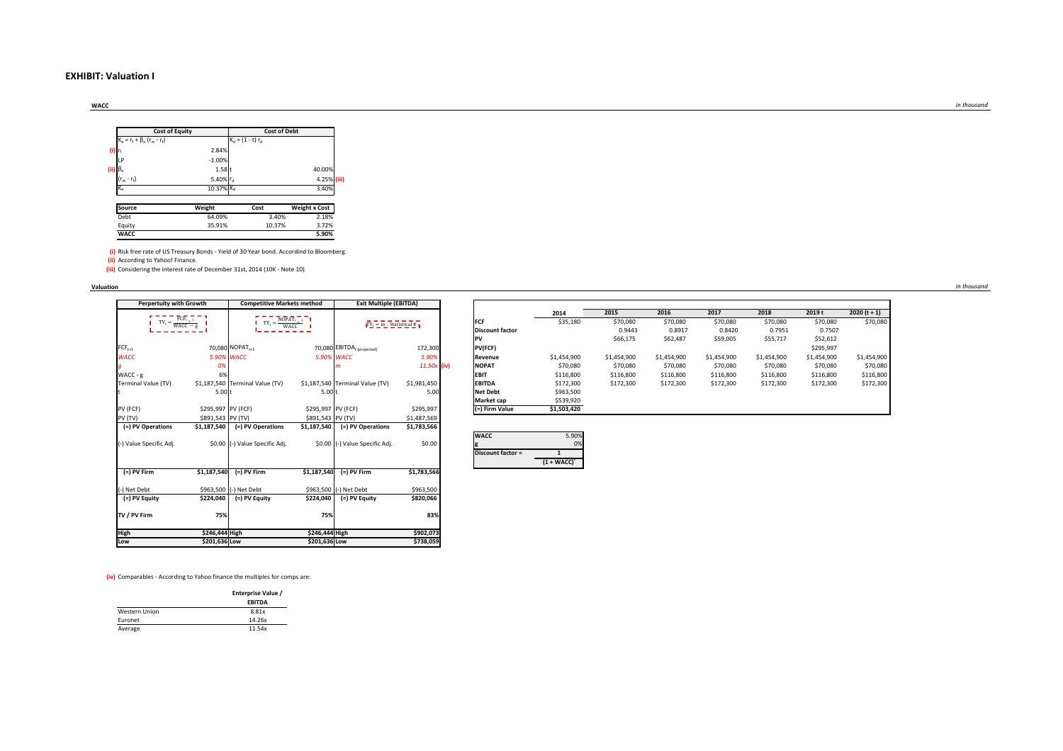# EXHIBIT: Valuation I

**WACC**

*in thousand*

| Cost of Equity | | Cost of Debt | |
|---|---|---|---|
| $K_e = r_f + \beta_e (r_m - r_f)$ | | $K_d = (1 - t)\, r_d$ | |
| **(i)** $r_f$ | 2.84% | | |
| LP | -1.00% | | |
| **(ii)** $\beta_e$ | 1.58 | $t$ | 40.00% |
| $(r_m - r_f)$ | 5.40% | $r_d$ | 4.25% **(iii)** |
| $K_e$ | 10.37% | $K_d$ | 3.40% |

| Source | Weight | Cost | Weight x Cost |
|---|---|---|---|
| Debt | 64.09% | 3.40% | 2.18% |
| Equity | 35.91% | 10.37% | 3.72% |
| **WACC** | | | **5.90%** |

**(i)** Risk free rate of US Treasury Bonds - Yield of 30 Year bond. Accordind to Bloomberg.

**(ii)** According to Yahoo! Finance.

**(iii)** Considering the interest rate of December 31st, 2014 (10K - Note 10).

**Valuation**

*in thousand*

| Perpertuity with Growth | | Competitive Markets method | | Exit Multiple (EBITDA) | |
|---|---|---|---|---|---|
| $TV_t = \frac{FCF_{t+1}}{WACC - g}$ | | $TV_t = \frac{NOPAT_{t+1}}{WACC}$ | | $TV_t = m \cdot Statistical\ \#$ | |
| $FCF_{t+1}$ | 70,080 | $NOPAT_{t+1}$ | 70,080 | $EBITDA_{t\ (projected)}$ | 172,300 |
| *WACC* | *5.90%* | *WACC* | *5.90%* | *WACC* | *5.90%* |
| *g* | *0%* | | | *m* | *11.50x* **(iv)** |
| WACC - g | 6% | | | | |
| Terminal Value (TV) | \$1,187,540 | Terminal Value (TV) | \$1,187,540 | Terminal Value (TV) | \$1,981,450 |
| t | 5.00 | t | 5.00 | t | 5.00 |
| PV (FCF) | \$295,997 | PV (FCF) | \$295,997 | PV (FCF) | \$295,997 |
| PV (TV) | \$891,543 | PV (TV) | \$891,543 | PV (TV) | \$1,487,569 |
| **(=) PV Operations** | **\$1,187,540** | **(=) PV Operations** | **\$1,187,540** | **(=) PV Operations** | **\$1,783,566** |
| (-) Value Specific Adj. | \$0.00 | (-) Value Specific Adj. | \$0.00 | (-) Value Specific Adj. | \$0.00 |
| **(=) PV Firm** | **\$1,187,540** | **(=) PV Firm** | **\$1,187,540** | **(=) PV Firm** | **\$1,783,566** |
| (-) Net Debt | \$963,500 | (-) Net Debt | \$963,500 | (-) Net Debt | \$963,500 |
| **(=) PV Equity** | **\$224,040** | **(=) PV Equity** | **\$224,040** | **(=) PV Equity** | **\$820,066** |
| **TV / PV Firm** | **75%** | | **75%** | | **83%** |
| **High** | **\$246,444** | **High** | **\$246,444** | **High** | **\$902,073** |
| **Low** | **\$201,636** | **Low** | **\$201,636** | **Low** | **\$738,059** |

| | 2014 | 2015 | 2016 | 2017 | 2018 | 2019 t | 2020 (t + 1) |
|---|---|---|---|---|---|---|---|
| **FCF** | \$35,180 | \$70,080 | \$70,080 | \$70,080 | \$70,080 | \$70,080 | \$70,080 |
| **Discount factor** | | 0.9443 | 0.8917 | 0.8420 | 0.7951 | 0.7507 | |
| **PV** | | \$66,175 | \$62,487 | \$59,005 | \$55,717 | \$52,612 | |
| **PV(FCF)** | | | | | | \$295,997 | |
| **Revenue** | \$1,454,900 | \$1,454,900 | \$1,454,900 | \$1,454,900 | \$1,454,900 | \$1,454,900 | \$1,454,900 |
| **NOPAT** | \$70,080 | \$70,080 | \$70,080 | \$70,080 | \$70,080 | \$70,080 | \$70,080 |
| **EBIT** | \$116,800 | \$116,800 | \$116,800 | \$116,800 | \$116,800 | \$116,800 | \$116,800 |
| **EBITDA** | \$172,300 | \$172,300 | \$172,300 | \$172,300 | \$172,300 | \$172,300 | \$172,300 |
| **Net Debt** | \$963,500 | | | | | | |
| **Market cap** | \$539,920 | | | | | | |
| **(=) Firm Value** | **\$1,503,420** | | | | | | |

| | |
|---|---|
| **WACC** | 5.90% |
| **g** | 0% |
| **Discount factor =** | $\frac{1}{(1 + WACC)^t}$ |

**(iv)** Comparables - According to Yahoo finance the multiples for comps are:

| | Enterprise Value / EBITDA |
|---|---|
| Western Union | 8.81x |
| Euronet | 14.26x |
| Average | 11.54x |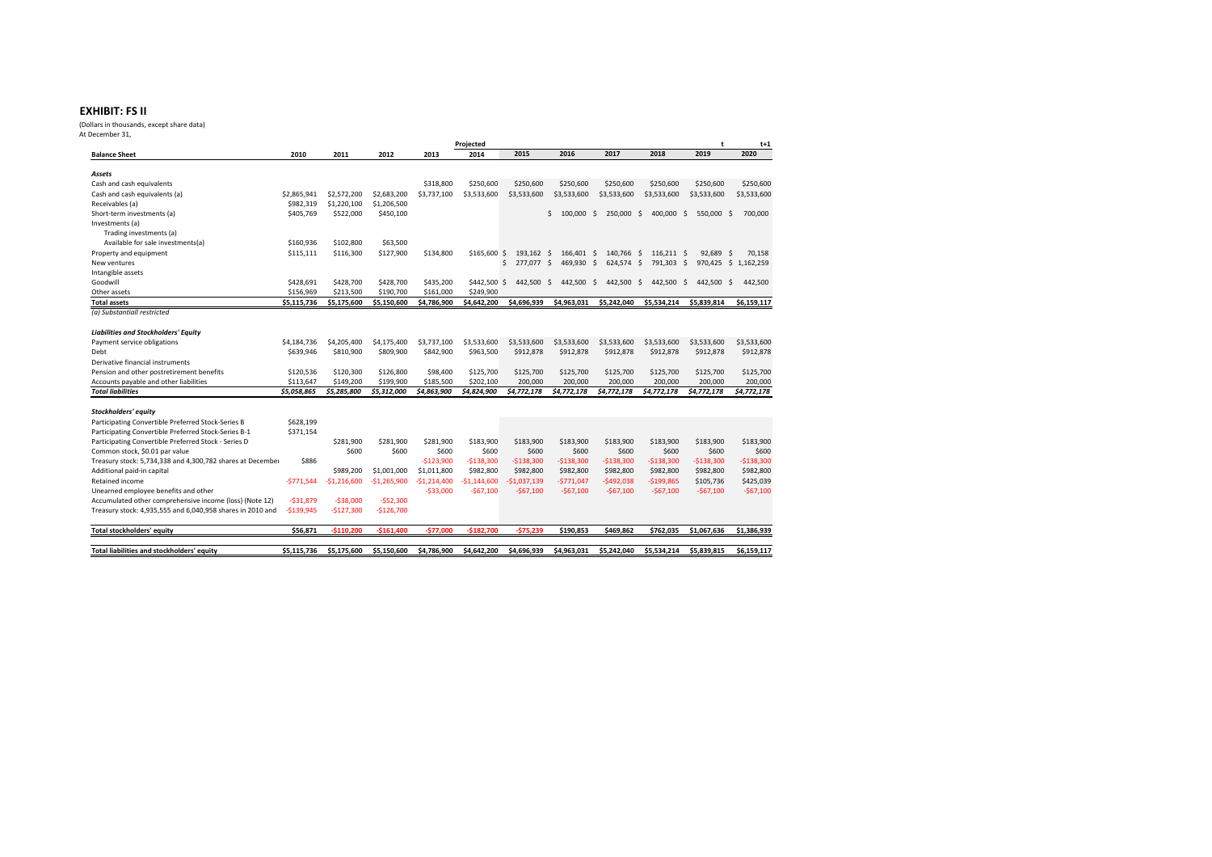## EXHIBIT: FS II

(Dollars in thousands, except share data)
At December 31,

| | | | | | Projected | | | | | t | t+1 |
|---|---|---|---|---|---|---|---|---|---|---|---|
| **Balance Sheet** | **2010** | **2011** | **2012** | **2013** | **2014** | **2015** | **2016** | **2017** | **2018** | **2019** | **2020** |
| ***Assets*** | | | | | | | | | | | |
| Cash and cash equivalents | | | | $318,800 | $250,600 | $250,600 | $250,600 | $250,600 | $250,600 | $250,600 | $250,600 |
| Cash and cash equivalents (a) | $2,865,941 | $2,572,200 | $2,683,200 | $3,737,100 | $3,533,600 | $3,533,600 | $3,533,600 | $3,533,600 | $3,533,600 | $3,533,600 | $3,533,600 |
| Receivables (a) | $982,319 | $1,220,100 | $1,206,500 | | | | | | | | |
| Short-term investments (a) | $405,769 | $522,000 | $450,100 | | | | $ 100,000 | $ 250,000 | $ 400,000 | $ 550,000 | $ 700,000 |
| Investments (a) | | | | | | | | | | | |
| Trading investments (a) | | | | | | | | | | | |
| Available for sale investments(a) | $160,936 | $102,800 | $63,500 | | | | | | | | |
| Property and equipment | $115,111 | $116,300 | $127,900 | $134,800 | $165,600 | $ 193,162 | $ 166,401 | $ 140,766 | $ 116,211 | $ 92,689 | $ 70,158 |
| New ventures | | | | | | $ 277,077 | $ 469,930 | $ 624,574 | $ 791,303 | $ 970,425 | $ 1,162,259 |
| Intangible assets | | | | | | | | | | | |
| Goodwill | $428,691 | $428,700 | $428,700 | $435,200 | $442,500 | $ 442,500 | $ 442,500 | $ 442,500 | $ 442,500 | $ 442,500 | $ 442,500 |
| Other assets | $156,969 | $213,500 | $190,700 | $161,000 | $249,900 | | | | | | |
| **Total assets** | **$5,115,736** | **$5,175,600** | **$5,150,600** | **$4,786,900** | **$4,642,200** | **$4,696,939** | **$4,963,031** | **$5,242,040** | **$5,534,214** | **$5,839,814** | **$6,159,117** |
| *(a) Substantiall restricted* | | | | | | | | | | | |
| ***Liabilities and Stockholders' Equity*** | | | | | | | | | | | |
| Payment service obligations | $4,184,736 | $4,205,400 | $4,175,400 | $3,737,100 | $3,533,600 | $3,533,600 | $3,533,600 | $3,533,600 | $3,533,600 | $3,533,600 | $3,533,600 |
| Debt | $639,946 | $810,900 | $809,900 | $842,900 | $963,500 | $912,878 | $912,878 | $912,878 | $912,878 | $912,878 | $912,878 |
| Derivative financial instruments | | | | | | | | | | | |
| Pension and other postretirement benefits | $120,536 | $120,300 | $126,800 | $98,400 | $125,700 | $125,700 | $125,700 | $125,700 | $125,700 | $125,700 | $125,700 |
| Accounts payable and other liabilities | $113,647 | $149,200 | $199,900 | $185,500 | $202,100 | 200,000 | 200,000 | 200,000 | 200,000 | 200,000 | 200,000 |
| ***Total liabilities*** | ***$5,058,865*** | ***$5,285,800*** | ***$5,312,000*** | ***$4,863,900*** | ***$4,824,900*** | ***$4,772,178*** | ***$4,772,178*** | ***$4,772,178*** | ***$4,772,178*** | ***$4,772,178*** | ***$4,772,178*** |
| ***Stockholders' equity*** | | | | | | | | | | | |
| Participating Convertible Preferred Stock-Series B | $628,199 | | | | | | | | | | |
| Participating Convertible Preferred Stock-Series B-1 | $371,154 | | | | | | | | | | |
| Participating Convertible Preferred Stock - Series D | | $281,900 | $281,900 | $281,900 | $183,900 | $183,900 | $183,900 | $183,900 | $183,900 | $183,900 | $183,900 |
| Common stock, $0.01 par value | | $600 | $600 | $600 | $600 | $600 | $600 | $600 | $600 | $600 | $600 |
| Treasury stock: 5,734,338 and 4,300,782 shares at December | $886 | | | -$123,900 | -$138,300 | -$138,300 | -$138,300 | -$138,300 | -$138,300 | -$138,300 | -$138,300 |
| Additional paid-in capital | | $989,200 | $1,001,000 | $1,011,800 | $982,800 | $982,800 | $982,800 | $982,800 | $982,800 | $982,800 | $982,800 |
| Retained income | -$771,544 | -$1,216,600 | -$1,265,900 | -$1,214,400 | -$1,144,600 | -$1,037,139 | -$771,047 | -$492,038 | -$199,865 | $105,736 | $425,039 |
| Unearned employee benefits and other | | | | -$33,000 | -$67,100 | -$67,100 | -$67,100 | -$67,100 | -$67,100 | -$67,100 | -$67,100 |
| Accumulated other comprehensive income (loss) (Note 12) | -$31,879 | -$38,000 | -$52,300 | | | | | | | | |
| Treasury stock: 4,935,555 and 6,040,958 shares in 2010 and | -$139,945 | -$127,300 | -$126,700 | | | | | | | | |
| **Total stockholders' equity** | **$56,871** | **-$110,200** | **-$161,400** | **-$77,000** | **-$182,700** | **-$75,239** | **$190,853** | **$469,862** | **$762,035** | **$1,067,636** | **$1,386,939** |
| **Total liabilities and stockholders' equity** | **$5,115,736** | **$5,175,600** | **$5,150,600** | **$4,786,900** | **$4,642,200** | **$4,696,939** | **$4,963,031** | **$5,242,040** | **$5,534,214** | **$5,839,815** | **$6,159,117** |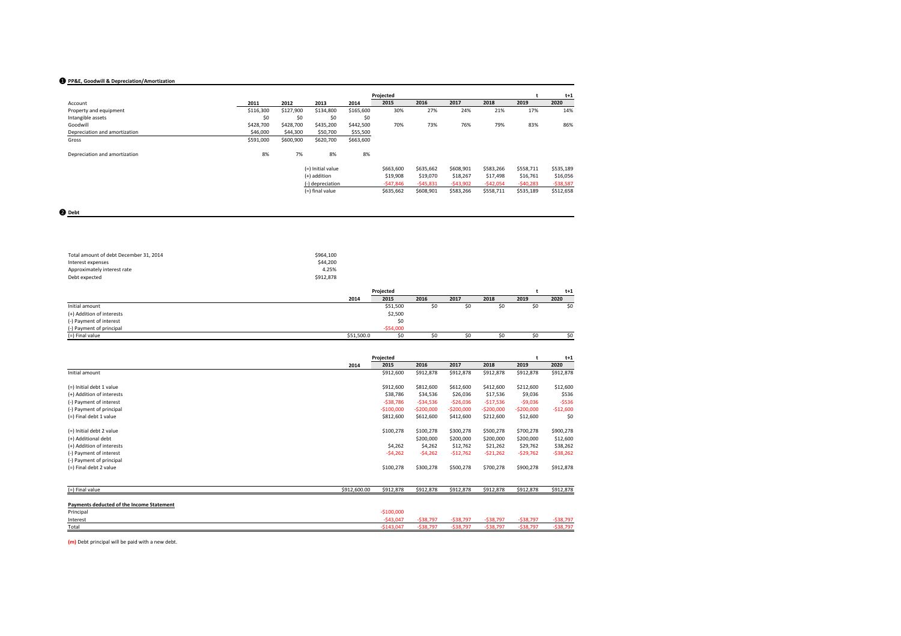## ❶ PP&E, Goodwill & Depreciation/Amortization

| Account | 2011 | 2012 | 2013 | 2014 | Projected 2015 | 2016 | 2017 | 2018 | t 2019 | t+1 2020 |
|---|---|---|---|---|---|---|---|---|---|---|
| Property and equipment | $116,300 | $127,900 | $134,800 | $165,600 | 30% | 27% | 24% | 21% | 17% | 14% |
| Intangible assets | $0 | $0 | $0 | $0 | | | | | | |
| Goodwill | $428,700 | $428,700 | $435,200 | $442,500 | 70% | 73% | 76% | 79% | 83% | 86% |
| Depreciation and amortization | $46,000 | $44,300 | $50,700 | $55,500 | | | | | | |
| Gross | $591,000 | $600,900 | $620,700 | $663,600 | | | | | | |
| | | | | | | | | | | |
| Depreciation and amortization | 8% | 7% | 8% | 8% | | | | | | |
| | | | (=) Initial value | | $663,600 | $635,662 | $608,901 | $583,266 | $558,711 | $535,189 |
| | | | (+) addition | | $19,908 | $19,070 | $18,267 | $17,498 | $16,761 | $16,056 |
| | | | (-) depreciation | | -$47,846 | -$45,831 | -$43,902 | -$42,054 | -$40,283 | -$38,587 |
| | | | (=) final value | | $635,662 | $608,901 | $583,266 | $558,711 | $535,189 | $512,658 |

## ❷ Debt

| | |
|---|---|
| Total amount of debt December 31, 2014 | $964,100 |
| Interest expenses | $44,200 |
| Approximately interest rate | 4.25% |
| Debt expected | $912,878 |

| | 2014 | Projected 2015 | 2016 | 2017 | 2018 | t 2019 | t+1 2020 |
|---|---|---|---|---|---|---|---|
| Initial amount | | $51,500 | $0 | $0 | $0 | $0 | $0 |
| (+) Addition of interests | | $2,500 | | | | | |
| (-) Payment of interest | | $0 | | | | | |
| (-) Payment of principal | | -$54,000 | | | | | |
| (=) Final value | $51,500.0 | $0 | $0 | $0 | $0 | $0 | $0 |

| | 2014 | Projected 2015 | 2016 | 2017 | 2018 | t 2019 | t+1 2020 |
|---|---|---|---|---|---|---|---|
| Initial amount | | $912,600 | $912,878 | $912,878 | $912,878 | $912,878 | $912,878 |
| | | | | | | | |
| (=) Initial debt 1 value | | $912,600 | $812,600 | $612,600 | $412,600 | $212,600 | $12,600 |
| (+) Addition of interests | | $38,786 | $34,536 | $26,036 | $17,536 | $9,036 | $536 |
| (-) Payment of interest | | -$38,786 | -$34,536 | -$26,036 | -$17,536 | -$9,036 | -$536 |
| (-) Payment of principal | | -$100,000 | -$200,000 | -$200,000 | -$200,000 | -$200,000 | -$12,600 |
| (=) Final debt 1 value | | $812,600 | $612,600 | $412,600 | $212,600 | $12,600 | $0 |
| | | | | | | | |
| (=) Initial debt 2 value | | $100,278 | $100,278 | $300,278 | $500,278 | $700,278 | $900,278 |
| (+) Additional debt | | | $200,000 | $200,000 | $200,000 | $200,000 | $12,600 |
| (+) Addition of interests | | $4,262 | $4,262 | $12,762 | $21,262 | $29,762 | $38,262 |
| (-) Payment of interest | | -$4,262 | -$4,262 | -$12,762 | -$21,262 | -$29,762 | -$38,262 |
| (-) Payment of principal | | | | | | | |
| (=) Final debt 2 value | | $100,278 | $300,278 | $500,278 | $700,278 | $900,278 | $912,878 |
| | | | | | | | |
| (=) Final value | $912,600.00 | $912,878 | $912,878 | $912,878 | $912,878 | $912,878 | $912,878 |

**Payments deducted of the Income Statement**

| | 2015 | 2016 | 2017 | 2018 | 2019 | 2020 |
|---|---|---|---|---|---|---|
| Principal | -$100,000 | | | | | |
| Interest | -$43,047 | -$38,797 | -$38,797 | -$38,797 | -$38,797 | -$38,797 |
| Total | -$143,047 | -$38,797 | -$38,797 | -$38,797 | -$38,797 | -$38,797 |

**(m)** Debt principal will be paid with a new debt.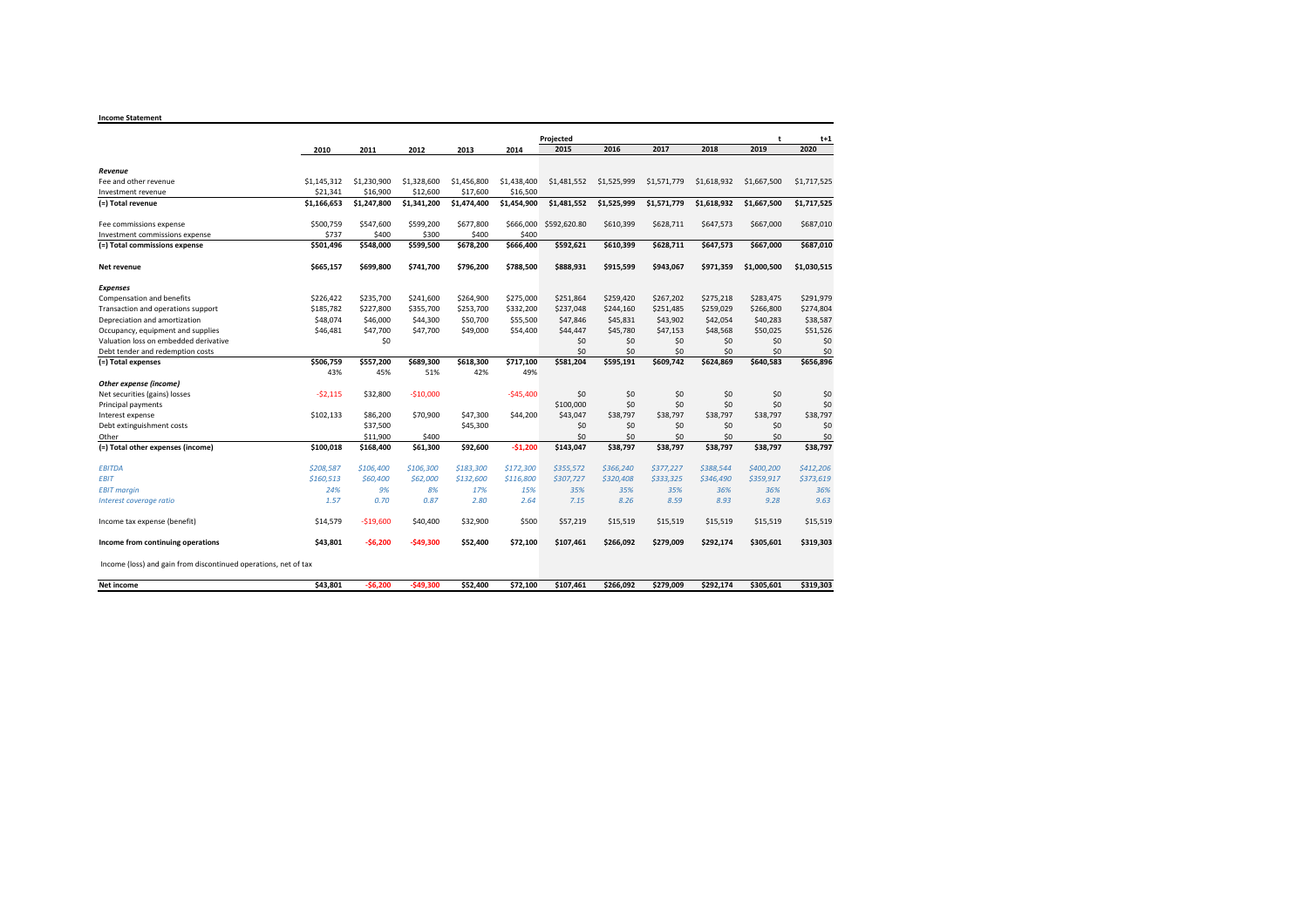**Income Statement**

| | 2010 | 2011 | 2012 | 2013 | 2014 | Projected 2015 | 2016 | 2017 | 2018 | t 2019 | t+1 2020 |
|---|---|---|---|---|---|---|---|---|---|---|---|
| ***Revenue*** | | | | | | | | | | | |
| Fee and other revenue | $1,145,312 | $1,230,900 | $1,328,600 | $1,456,800 | $1,438,400 | $1,481,552 | $1,525,999 | $1,571,779 | $1,618,932 | $1,667,500 | $1,717,525 |
| Investment revenue | $21,341 | $16,900 | $12,600 | $17,600 | $16,500 | | | | | | |
| **(=) Total revenue** | **$1,166,653** | **$1,247,800** | **$1,341,200** | **$1,474,400** | **$1,454,900** | **$1,481,552** | **$1,525,999** | **$1,571,779** | **$1,618,932** | **$1,667,500** | **$1,717,525** |
| | | | | | | | | | | | |
| Fee commissions expense | $500,759 | $547,600 | $599,200 | $677,800 | $666,000 | $592,620.80 | $610,399 | $628,711 | $647,573 | $667,000 | $687,010 |
| Investment commissions expense | $737 | $400 | $300 | $400 | $400 | | | | | | |
| **(=) Total commissions expense** | **$501,496** | **$548,000** | **$599,500** | **$678,200** | **$666,400** | **$592,621** | **$610,399** | **$628,711** | **$647,573** | **$667,000** | **$687,010** |
| | | | | | | | | | | | |
| **Net revenue** | **$665,157** | **$699,800** | **$741,700** | **$796,200** | **$788,500** | **$888,931** | **$915,599** | **$943,067** | **$971,359** | **$1,000,500** | **$1,030,515** |
| | | | | | | | | | | | |
| ***Expenses*** | | | | | | | | | | | |
| Compensation and benefits | $226,422 | $235,700 | $241,600 | $264,900 | $275,000 | $251,864 | $259,420 | $267,202 | $275,218 | $283,475 | $291,979 |
| Transaction and operations support | $185,782 | $227,800 | $355,700 | $253,700 | $332,200 | $237,048 | $244,160 | $251,485 | $259,029 | $266,800 | $274,804 |
| Depreciation and amortization | $48,074 | $46,000 | $44,300 | $50,700 | $55,500 | $47,846 | $45,831 | $43,902 | $42,054 | $40,283 | $38,587 |
| Occupancy, equipment and supplies | $46,481 | $47,700 | $47,700 | $49,000 | $54,400 | $44,447 | $45,780 | $47,153 | $48,568 | $50,025 | $51,526 |
| Valuation loss on embedded derivative | | $0 | | | | $0 | $0 | $0 | $0 | $0 | $0 |
| Debt tender and redemption costs | | | | | | $0 | $0 | $0 | $0 | $0 | $0 |
| **(=) Total expenses** | **$506,759** | **$557,200** | **$689,300** | **$618,300** | **$717,100** | **$581,204** | **$595,191** | **$609,742** | **$624,869** | **$640,583** | **$656,896** |
| | 43% | 45% | 51% | 42% | 49% | | | | | | |
| ***Other expense (income)*** | | | | | | | | | | | |
| Net securities (gains) losses | -$2,115 | $32,800 | -$10,000 | | -$45,400 | $0 | $0 | $0 | $0 | $0 | $0 |
| Principal payments | | | | | | $100,000 | $0 | $0 | $0 | $0 | $0 |
| Interest expense | $102,133 | $86,200 | $70,900 | $47,300 | $44,200 | $43,047 | $38,797 | $38,797 | $38,797 | $38,797 | $38,797 |
| Debt extinguishment costs | | $37,500 | | $45,300 | | $0 | $0 | $0 | $0 | $0 | $0 |
| Other | | $11,900 | $400 | | | $0 | $0 | $0 | $0 | $0 | $0 |
| **(=) Total other expenses (income)** | **$100,018** | **$168,400** | **$61,300** | **$92,600** | **-$1,200** | **$143,047** | **$38,797** | **$38,797** | **$38,797** | **$38,797** | **$38,797** |
| | | | | | | | | | | | |
| *EBITDA* | *$208,587* | *$106,400* | *$106,300* | *$183,300* | *$172,300* | *$355,572* | *$366,240* | *$377,227* | *$388,544* | *$400,200* | *$412,206* |
| *EBIT* | *$160,513* | *$60,400* | *$62,000* | *$132,600* | *$116,800* | *$307,727* | *$320,408* | *$333,325* | *$346,490* | *$359,917* | *$373,619* |
| *EBIT margin* | *24%* | *9%* | *8%* | *17%* | *15%* | *35%* | *35%* | *35%* | *36%* | *36%* | *36%* |
| *Interest coverage ratio* | *1.57* | *0.70* | *0.87* | *2.80* | *2.64* | *7.15* | *8.26* | *8.59* | *8.93* | *9.28* | *9.63* |
| | | | | | | | | | | | |
| Income tax expense (benefit) | $14,579 | -$19,600 | $40,400 | $32,900 | $500 | $57,219 | $15,519 | $15,519 | $15,519 | $15,519 | $15,519 |
| | | | | | | | | | | | |
| **Income from continuing operations** | **$43,801** | **-$6,200** | **-$49,300** | **$52,400** | **$72,100** | **$107,461** | **$266,092** | **$279,009** | **$292,174** | **$305,601** | **$319,303** |
| | | | | | | | | | | | |
| Income (loss) and gain from discontinued operations, net of tax | | | | | | | | | | | |
| | | | | | | | | | | | |
| **Net income** | **$43,801** | **-$6,200** | **-$49,300** | **$52,400** | **$72,100** | **$107,461** | **$266,092** | **$279,009** | **$292,174** | **$305,601** | **$319,303** |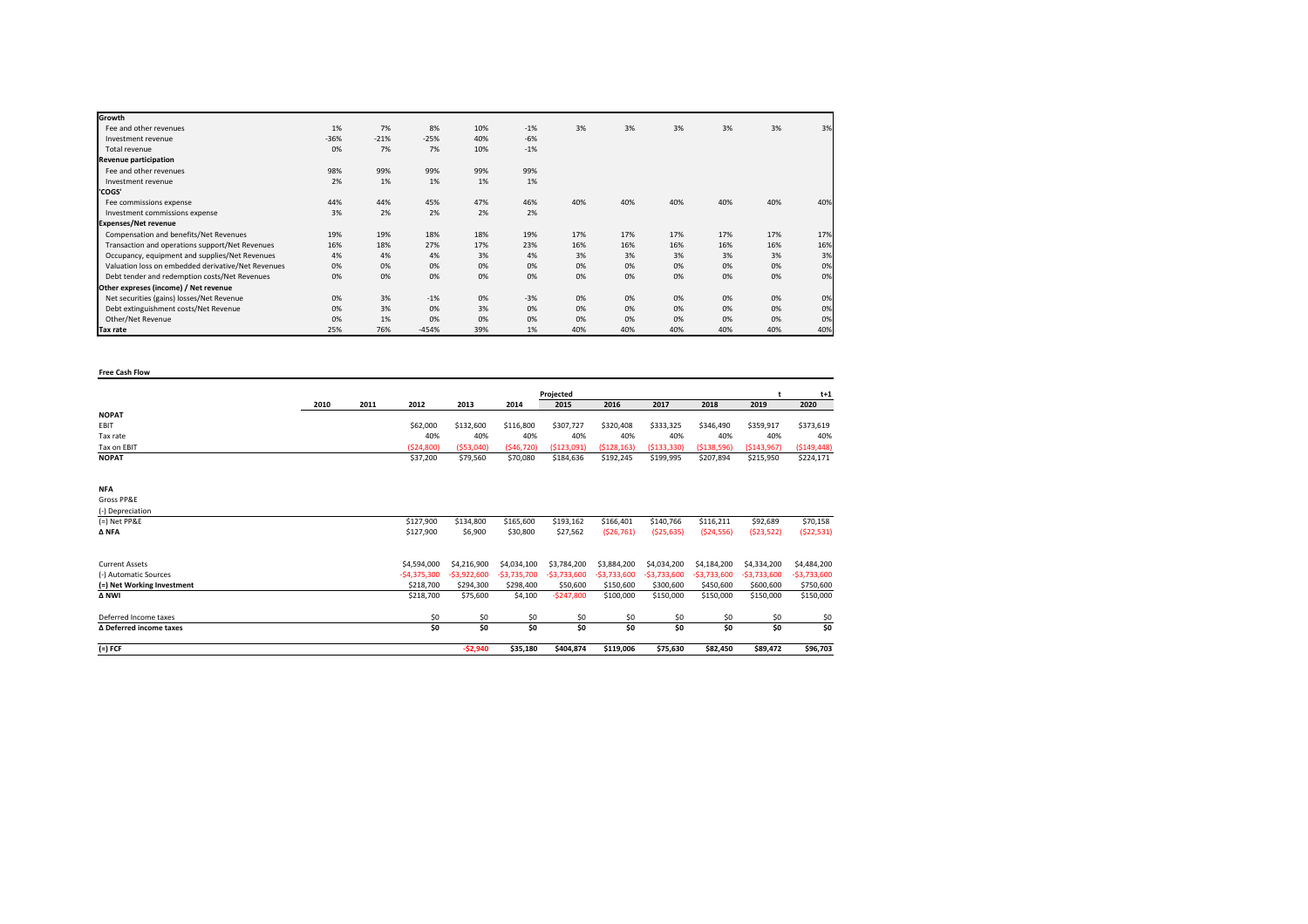| Growth | | | | | | | | | | | |
|---|---|---|---|---|---|---|---|---|---|---|---|
| Fee and other revenues | 1% | 7% | 8% | 10% | -1% | 3% | 3% | 3% | 3% | 3% | 3% |
| Investment revenue | -36% | -21% | -25% | 40% | -6% | | | | | | |
| Total revenue | 0% | 7% | 7% | 10% | -1% | | | | | | |
| **Revenue participation** | | | | | | | | | | | |
| Fee and other revenues | 98% | 99% | 99% | 99% | 99% | | | | | | |
| Investment revenue | 2% | 1% | 1% | 1% | 1% | | | | | | |
| **'COGS'** | | | | | | | | | | | |
| Fee commissions expense | 44% | 44% | 45% | 47% | 46% | 40% | 40% | 40% | 40% | 40% | 40% |
| Investment commissions expense | 3% | 2% | 2% | 2% | 2% | | | | | | |
| **Expenses/Net revenue** | | | | | | | | | | | |
| Compensation and benefits/Net Revenues | 19% | 19% | 18% | 18% | 19% | 17% | 17% | 17% | 17% | 17% | 17% |
| Transaction and operations support/Net Revenues | 16% | 18% | 27% | 17% | 23% | 16% | 16% | 16% | 16% | 16% | 16% |
| Occupancy, equipment and supplies/Net Revenues | 4% | 4% | 4% | 3% | 4% | 3% | 3% | 3% | 3% | 3% | 3% |
| Valuation loss on embedded derivative/Net Revenues | 0% | 0% | 0% | 0% | 0% | 0% | 0% | 0% | 0% | 0% | 0% |
| Debt tender and redemption costs/Net Revenues | 0% | 0% | 0% | 0% | 0% | 0% | 0% | 0% | 0% | 0% | 0% |
| **Other expreses (income) / Net revenue** | | | | | | | | | | | |
| Net securities (gains) losses/Net Revenue | 0% | 3% | -1% | 0% | -3% | 0% | 0% | 0% | 0% | 0% | 0% |
| Debt extinguishment costs/Net Revenue | 0% | 3% | 0% | 3% | 0% | 0% | 0% | 0% | 0% | 0% | 0% |
| Other/Net Revenue | 0% | 1% | 0% | 0% | 0% | 0% | 0% | 0% | 0% | 0% | 0% |
| **Tax rate** | 25% | 76% | -454% | 39% | 1% | 40% | 40% | 40% | 40% | 40% | 40% |

**Free Cash Flow**

| | | | | | | Projected | | | | t | t+1 |
|---|---|---|---|---|---|---|---|---|---|---|---|
| | 2010 | 2011 | 2012 | 2013 | 2014 | 2015 | 2016 | 2017 | 2018 | 2019 | 2020 |
| **NOPAT** | | | | | | | | | | | |
| EBIT | | | $62,000 | $132,600 | $116,800 | $307,727 | $320,408 | $333,325 | $346,490 | $359,917 | $373,619 |
| Tax rate | | | 40% | 40% | 40% | 40% | 40% | 40% | 40% | 40% | 40% |
| Tax on EBIT | | | ($24,800) | ($53,040) | ($46,720) | ($123,091) | ($128,163) | ($133,330) | ($138,596) | ($143,967) | ($149,448) |
| **NOPAT** | | | $37,200 | $79,560 | $70,080 | $184,636 | $192,245 | $199,995 | $207,894 | $215,950 | $224,171 |
| | | | | | | | | | | | |
| **NFA** | | | | | | | | | | | |
| Gross PP&E | | | | | | | | | | | |
| (-) Depreciation | | | | | | | | | | | |
| (=) Net PP&E | | | $127,900 | $134,800 | $165,600 | $193,162 | $166,401 | $140,766 | $116,211 | $92,689 | $70,158 |
| **Δ NFA** | | | $127,900 | $6,900 | $30,800 | $27,562 | ($26,761) | ($25,635) | ($24,556) | ($23,522) | ($22,531) |
| | | | | | | | | | | | |
| Current Assets | | | $4,594,000 | $4,216,900 | $4,034,100 | $3,784,200 | $3,884,200 | $4,034,200 | $4,184,200 | $4,334,200 | $4,484,200 |
| (-) Automatic Sources | | | -$4,375,300 | -$3,922,600 | -$3,735,700 | -$3,733,600 | -$3,733,600 | -$3,733,600 | -$3,733,600 | -$3,733,600 | -$3,733,600 |
| **(=) Net Working Investment** | | | $218,700 | $294,300 | $298,400 | $50,600 | $150,600 | $300,600 | $450,600 | $600,600 | $750,600 |
| **Δ NWI** | | | $218,700 | $75,600 | $4,100 | -$247,800 | $100,000 | $150,000 | $150,000 | $150,000 | $150,000 |
| | | | | | | | | | | | |
| Deferred Income taxes | | | $0 | $0 | $0 | $0 | $0 | $0 | $0 | $0 | $0 |
| **Δ Deferred income taxes** | | | $0 | $0 | $0 | $0 | $0 | $0 | $0 | $0 | $0 |
| | | | | | | | | | | | |
| **(=) FCF** | | | | -$2,940 | $35,180 | $404,874 | $119,006 | $75,630 | $82,450 | $89,472 | $96,703 |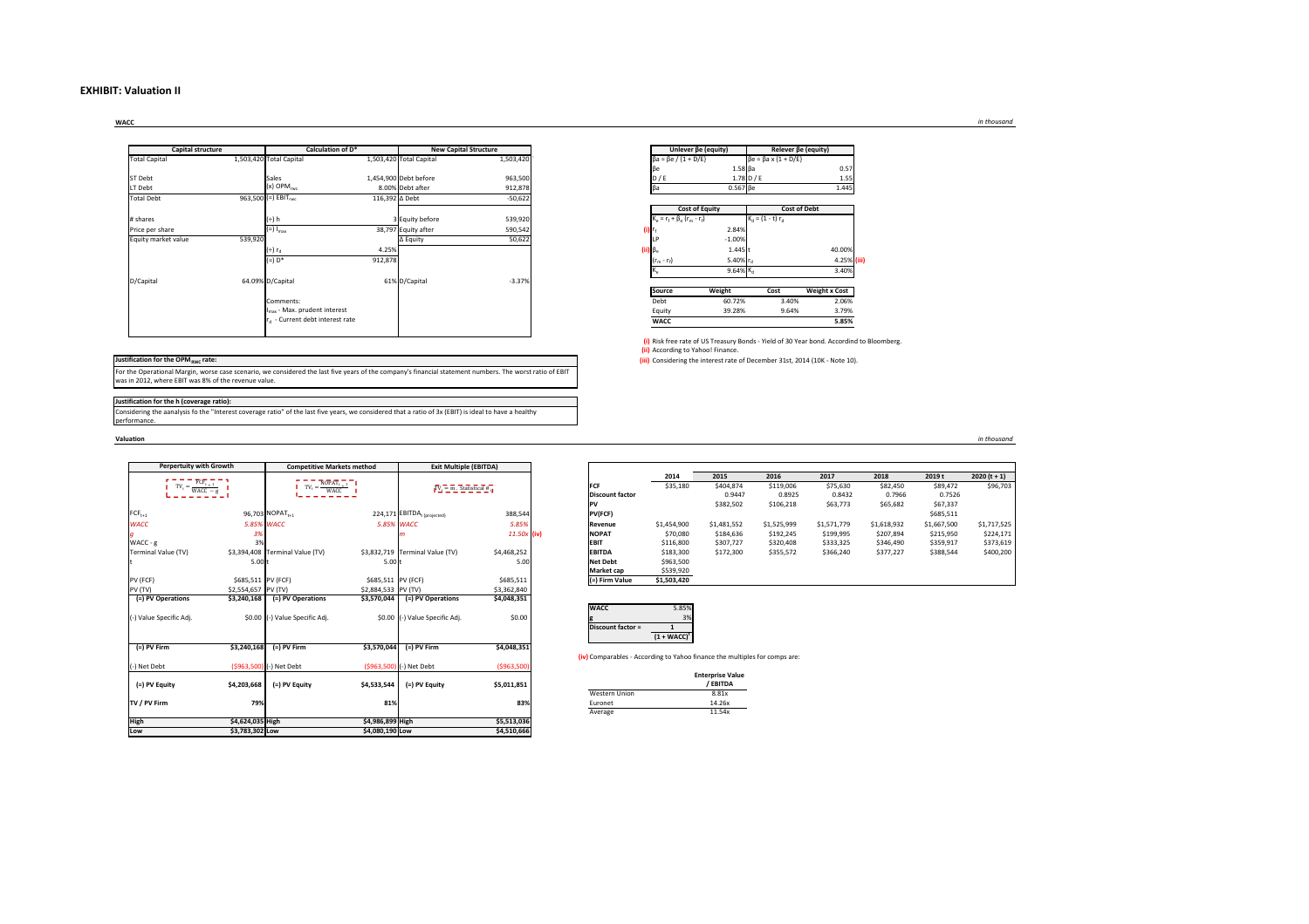# EXHIBIT: Valuation II

## WACC

*in thousand*

| Capital structure | | Calculation of D* | | New Capital Structure | |
|---|---|---|---|---|---|
| Total Capital | 1,503,420 | Total Capital | 1,503,420 | Total Capital | 1,503,420 |
| ST Debt | | Sales | 1,454,900 | Debt before | 963,500 |
| LT Debt | | (x) $OPM_{wc}$ | 8.00% | Debt after | 912,878 |
| Total Debt | 963,500 | (=) $EBIT_{wc}$ | 116,392 | Δ Debt | -50,622 |
| # shares | | (÷) h | 3 | Equity before | 539,920 |
| Price per share | | (=) $I_{max}$ | 38,797 | Equity after | 590,542 |
| Equity market value | 539,920 | | | Δ Equity | 50,622 |
| | | (÷) $r_d$ | 4.25% | | |
| | | (=) D* | 912,878 | | |
| D/Capital | 64.09% | D/Capital | 61% | D/Capital | -3.37% |
| | | Comments: | | | |
| | | $I_{max}$ - Max. prudent interest | | | |
| | | $r_d$ - Current debt interest rate | | | |

| Unlever βe (equity) | | Relever βe (equity) | |
|---|---|---|---|
| βa = βe / (1 + D/E) | | βe = βa x (1 + D/E) | |
| βe | 1.58 | βa | 0.57 |
| D / E | 1.78 | D / E | 1.55 |
| βa | 0.567 | βe | 1.445 |

| Cost of Equity | | Cost of Debt | |
|---|---|---|---|
| $K_e = r_f + \beta_e (r_m - r_f)$ | | $K_d = (1 - t)\, r_d$ | |
| **(i)** $r_f$ | 2.84% | | |
| LP | -1.00% | | |
| **(ii)** $\beta_e$ | 1.445 | t | 40.00% |
| $(r_m - r_f)$ | 5.40% | $r_d$ | 4.25% **(iii)** |
| $K_e$ | 9.64% | $K_d$ | 3.40% |

| Source | Weight | Cost | Weight x Cost |
|---|---|---|---|
| Debt | 60.72% | 3.40% | 2.06% |
| Equity | 39.28% | 9.64% | 3.79% |
| **WACC** | | | **5.85%** |

**(i)** Risk free rate of US Treasury Bonds - Yield of 30 Year bond. Accordind to Bloomberg.
**(ii)** According to Yahoo! Finance.
**(iii)** Considering the interest rate of December 31st, 2014 (10K - Note 10).

**Justification for the $OPM_{wc}$ rate:**

For the Operational Margin, worse case scenario, we considered the last five years of the company's financial statement numbers. The worst ratio of EBIT was in 2012, where EBIT was 8% of the revenue value.

**Justification for the h (coverage ratio):**

Considering the aanalysis fo the "Interest coverage ratio" of the last five years, we considered that a ratio of 3x (EBIT) is ideal to have a healthy performance.

## Valuation

*in thousand*

| Perpertuity with Growth | | Competitive Markets method | | Exit Multiple (EBITDA) | |
|---|---|---|---|---|---|
| $TV_t = \frac{FCF_{t+1}}{WACC - g}$ | | $TV_t = \frac{NOPAT_{t+1}}{WACC}$ | | $TV_t = m_t \cdot Statistical\ \theta_t$ | |
| $FCF_{t+1}$ | 96,703 | $NOPAT_{t+1}$ | 224,171 | $EBITDA_{t\ (projected)}$ | 388,544 |
| *WACC* | *5.85%* | *WACC* | *5.85%* | *WACC* | *5.85%* |
| *g* | *3%* | | | *m* | *11.50x* **(iv)** |
| WACC - g | 3% | | | | |
| Terminal Value (TV) | $3,394,408 | Terminal Value (TV) | $3,832,719 | Terminal Value (TV) | $4,468,252 |
| t | 5.00 | t | 5.00 | t | 5.00 |
| PV (FCF) | $685,511 | PV (FCF) | $685,511 | PV (FCF) | $685,511 |
| PV (TV) | $2,554,657 | PV (TV) | $2,884,533 | PV (TV) | $3,362,840 |
| **(=) PV Operations** | **$3,240,168** | **(=) PV Operations** | **$3,570,044** | **(=) PV Operations** | **$4,048,351** |
| (-) Value Specific Adj. | $0.00 | (-) Value Specific Adj. | $0.00 | (-) Value Specific Adj. | $0.00 |
| **(=) PV Firm** | **$3,240,168** | **(=) PV Firm** | **$3,570,044** | **(=) PV Firm** | **$4,048,351** |
| (-) Net Debt | ($963,500) | (-) Net Debt | ($963,500) | (-) Net Debt | ($963,500) |
| **(=) PV Equity** | **$4,203,668** | **(=) PV Equity** | **$4,533,544** | **(=) PV Equity** | **$5,011,851** |
| **TV / PV Firm** | **79%** | | **81%** | | **83%** |
| **High** | **$4,624,035** | **High** | **$4,986,899** | **High** | **$5,513,036** |
| **Low** | **$3,783,302** | **Low** | **$4,080,190** | **Low** | **$4,510,666** |

| | 2014 | 2015 | 2016 | 2017 | 2018 | 2019 t | 2020 (t + 1) |
|---|---|---|---|---|---|---|---|
| **FCF** | $35,180 | $404,874 | $119,006 | $75,630 | $82,450 | $89,472 | $96,703 |
| **Discount factor** | | 0.9447 | 0.8925 | 0.8432 | 0.7966 | 0.7526 | |
| **PV** | | $382,502 | $106,218 | $63,773 | $65,682 | $67,337 | |
| **PV(FCF)** | | | | | | $685,511 | |
| **Revenue** | $1,454,900 | $1,481,552 | $1,525,999 | $1,571,779 | $1,618,932 | $1,667,500 | $1,717,525 |
| **NOPAT** | $70,080 | $184,636 | $192,245 | $199,995 | $207,894 | $215,950 | $224,171 |
| **EBIT** | $116,800 | $307,727 | $320,408 | $333,325 | $346,490 | $359,917 | $373,619 |
| **EBITDA** | $183,300 | $172,300 | $355,572 | $366,240 | $377,227 | $388,544 | $400,200 |
| **Net Debt** | $963,500 | | | | | | |
| **Market cap** | $539,920 | | | | | | |
| **(=) Firm Value** | **$1,503,420** | | | | | | |

| | |
|---|---|
| **WACC** | 5.85% |
| **g** | 3% |
| **Discount factor =** | $\frac{1}{(1 + WACC)^t}$ |

**(iv)** Comparables - According to Yahoo finance the multiples for comps are:

| | Enterprise Value / EBITDA |
|---|---|
| Western Union | 8.81x |
| Euronet | 14.26x |
| Average | 11.54x |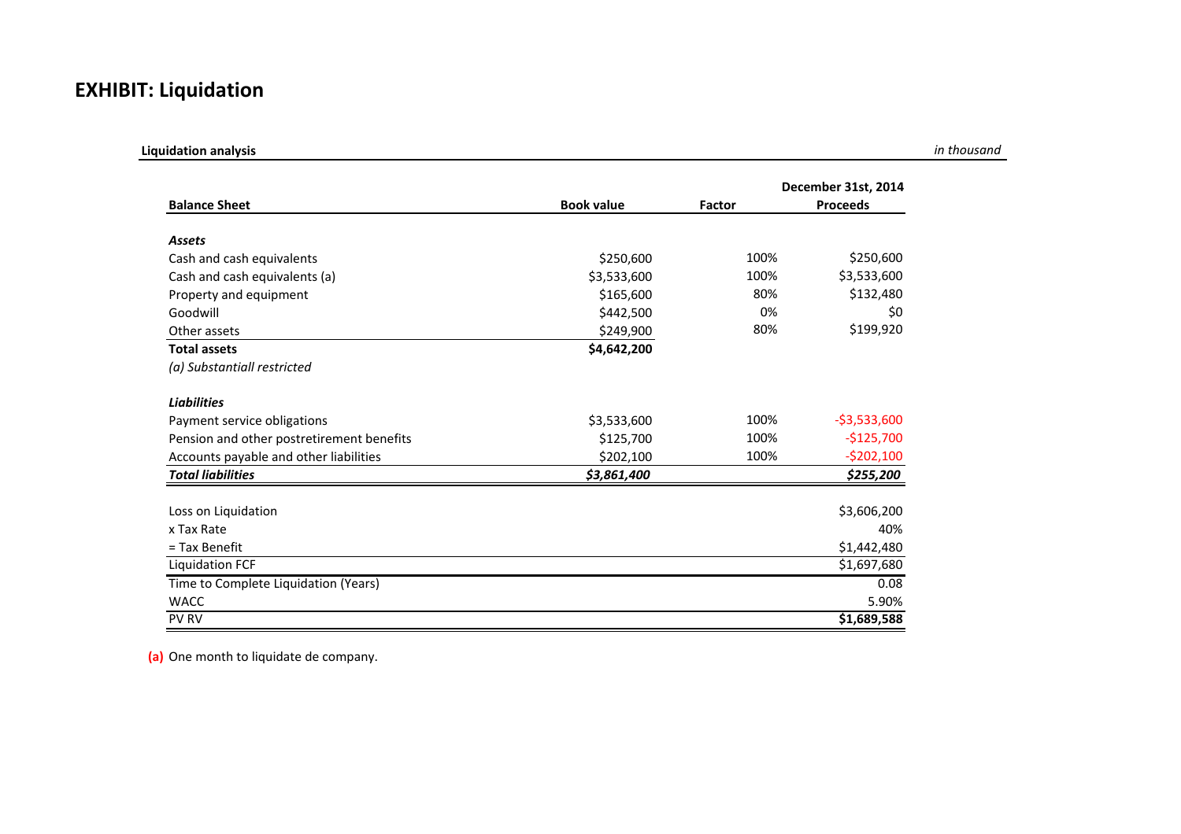# EXHIBIT: Liquidation

**Liquidation analysis** *in thousand*

| **Balance Sheet** | **Book value** | **Factor** | **December 31st, 2014 Proceeds** |
|---|---|---|---|
| ***Assets*** | | | |
| Cash and cash equivalents | $250,600 | 100% | $250,600 |
| Cash and cash equivalents (a) | $3,533,600 | 100% | $3,533,600 |
| Property and equipment | $165,600 | 80% | $132,480 |
| Goodwill | $442,500 | 0% | $0 |
| Other assets | $249,900 | 80% | $199,920 |
| **Total assets** | **$4,642,200** | | |
| *(a) Substantiall restricted* | | | |
| ***Liabilities*** | | | |
| Payment service obligations | $3,533,600 | 100% | -$3,533,600 |
| Pension and other postretirement benefits | $125,700 | 100% | -$125,700 |
| Accounts payable and other liabilities | $202,100 | 100% | -$202,100 |
| ***Total liabilities*** | ***$3,861,400*** | | ***$255,200*** |
| Loss on Liquidation | | | $3,606,200 |
| x Tax Rate | | | 40% |
| = Tax Benefit | | | $1,442,480 |
| Liquidation FCF | | | $1,697,680 |
| Time to Complete Liquidation (Years) | | | 0.08 |
| WACC | | | 5.90% |
| PV RV | | | **$1,689,588** |

**(a)** One month to liquidate de company.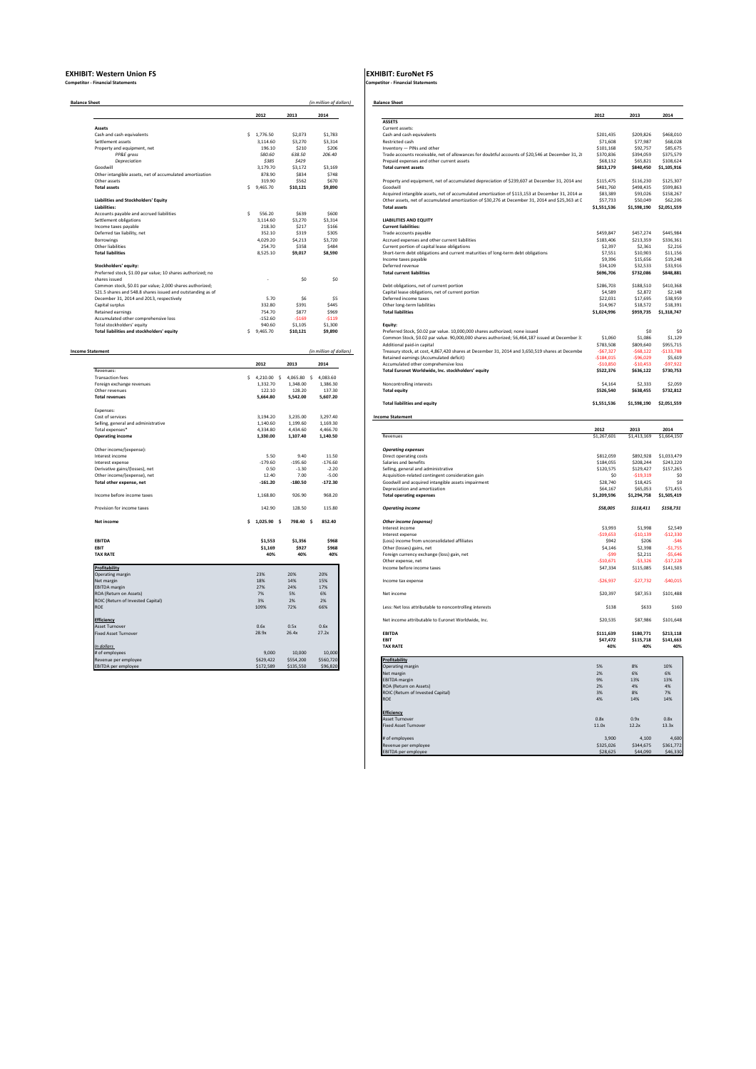# EXHIBIT: Western Union FS

**Competitor - Financial Statements**

## Balance Sheet

*(in million of dollars)*

| | 2012 | 2013 | 2014 |
|---|---|---|---|
| **Assets** | | | |
| Cash and cash equivalents | $ 1,776.50 | $2,073 | $1,783 |
| Settlement assets | 3,114.60 | $3,270 | $3,314 |
| Property and equipment, net | 196.10 | $210 | $206 |
| *PP&E gross* | *580.60* | *638.50* | *206.40* |
| *Depreciation* | *$385* | *$429* | |
| Goodwill | 3,179.70 | $3,172 | $3,169 |
| Other intangible assets, net of accumulated amortization | 878.90 | $834 | $748 |
| Other assets | 319.90 | $562 | $670 |
| **Total assets** | $ 9,465.70 | $10,121 | $9,890 |
| **Liabilities and Stockholders' Equity** | | | |
| **Liabilities:** | | | |
| Accounts payable and accrued liabilities | $ 556.20 | $639 | $600 |
| Settlement obligations | 3,114.60 | $3,270 | $3,314 |
| Income taxes payable | 218.30 | $217 | $166 |
| Deferred tax liability, net | 352.10 | $319 | $305 |
| Borrowings | 4,029.20 | $4,213 | $3,720 |
| Other liabilities | 254.70 | $358 | $484 |
| **Total liabilities** | 8,525.10 | $9,017 | $8,590 |
| **Stockholders' equity:** | | | |
| Preferred stock, $1.00 par value; 10 shares authorized; no shares issued | - | $0 | $0 |
| Common stock, $0.01 par value; 2,000 shares authorized; 521.5 shares and 548.8 shares issued and outstanding as of December 31, 2014 and 2013, respectively | 5.70 | $6 | $5 |
| Capital surplus | 332.80 | $391 | $445 |
| Retained earnings | 754.70 | $877 | $969 |
| Accumulated other comprehensive loss | -152.60 | -$169 | -$119 |
| Total stockholders' equity | 940.60 | $1,105 | $1,300 |
| **Total liabilities and stockholders' equity** | $ 9,465.70 | $10,121 | $9,890 |

## Income Statement

*(in million of dollars)*

| | 2012 | 2013 | 2014 |
|---|---|---|---|
| Revenues: | | | |
| Transaction fees | $ 4,210.00 | $ 4,065.80 | $ 4,083.60 |
| Foreign exchange revenues | 1,332.70 | 1,348.00 | 1,386.30 |
| Other revenues | 122.10 | 128.20 | 137.30 |
| **Total revenues** | 5,664.80 | 5,542.00 | 5,607.20 |
| Expenses: | | | |
| Cost of services | 3,194.20 | 3,235.00 | 3,297.40 |
| Selling, general and administrative | 1,140.60 | 1,199.60 | 1,169.30 |
| Total expenses* | 4,334.80 | 4,434.60 | 4,466.70 |
| **Operating income** | 1,330.00 | 1,107.40 | 1,140.50 |
| Other income/(expense): | | | |
| Interest income | 5.50 | 9.40 | 11.50 |
| Interest expense | -179.60 | -195.60 | -176.60 |
| Derivative gains/(losses), net | 0.50 | -1.30 | -2.20 |
| Other income/(expense), net | 12.40 | 7.00 | -5.00 |
| **Total other expense, net** | -161.20 | -180.50 | -172.30 |
| Income before income taxes | 1,168.80 | 926.90 | 968.20 |
| Provision for income taxes | 142.90 | 128.50 | 115.80 |
| **Net income** | $ 1,025.90 | $ 798.40 | $ 852.40 |
| **EBITDA** | $1,553 | $1,356 | $968 |
| **EBIT** | $1,169 | $927 | $968 |
| **TAX RATE** | 40% | 40% | 40% |

| | 2012 | 2013 | 2014 |
|---|---|---|---|
| **Profitability** | | | |
| Operating margin | 23% | 20% | 20% |
| Net margin | 18% | 14% | 15% |
| EBITDA margin | 27% | 24% | 17% |
| ROA (Return on Assets) | 7% | 5% | 6% |
| ROIC (Return of Invested Capital) | 3% | 2% | 2% |
| ROE | 109% | 72% | 66% |
| **Efficiency** | | | |
| Asset Turnover | 0.6x | 0.5x | 0.6x |
| Fixed Asset Turnover | 28.9x | 26.4x | 27.2x |
| *In dollars* | | | |
| # of employees | 9,000 | 10,000 | 10,000 |
| Revenue per employee | $629,422 | $554,200 | $560,720 |
| EBITDA per employee | $172,589 | $135,550 | $96,820 |

# EXHIBIT: EuroNet FS

**Competitor - Financial Statements**

## Balance Sheet

| | 2012 | 2013 | 2014 |
|---|---|---|---|
| **ASSETS** | | | |
| Current assets: | | | |
| Cash and cash equivalents | $201,435 | $209,826 | $468,010 |
| Restricted cash | $71,608 | $77,987 | $68,028 |
| Inventory — PINs and other | $101,168 | $92,757 | $85,675 |
| Trade accounts receivable, net of allowances for doubtful accounts of $20,546 at December 31, 2( | $370,836 | $394,059 | $375,579 |
| Prepaid expenses and other current assets | $68,132 | $65,821 | $108,624 |
| **Total current assets** | $813,179 | $840,450 | $1,105,916 |
| Property and equipment, net of accumulated depreciation of $239,607 at December 31, 2014 and | $115,475 | $116,230 | $125,307 |
| Goodwill | $481,760 | $498,435 | $599,863 |
| Acquired intangible assets, net of accumulated amortization of $113,153 at December 31, 2014 ar | $83,389 | $93,026 | $158,267 |
| Other assets, net of accumulated amortization of $30,276 at December 31, 2014 and $25,363 at D | $57,733 | $50,049 | $62,206 |
| **Total assets** | $1,551,536 | $1,598,190 | $2,051,559 |
| **LIABILITIES AND EQUITY** | | | |
| **Current liabilities:** | | | |
| Trade accounts payable | $459,847 | $457,274 | $445,984 |
| Accrued expenses and other current liabilities | $183,406 | $213,359 | $336,361 |
| Current portion of capital lease obligations | $2,397 | $2,361 | $2,216 |
| Short-term debt obligations and current maturities of long-term debt obligations | $7,551 | $10,903 | $11,156 |
| Income taxes payable | $9,396 | $15,656 | $19,248 |
| Deferred revenue | $34,109 | $32,533 | $33,916 |
| **Total current liabilities** | $696,706 | $732,086 | $848,881 |
| Debt obligations, net of current portion | $286,703 | $188,510 | $410,368 |
| Capital lease obligations, net of current portion | $4,589 | $2,872 | $2,148 |
| Deferred income taxes | $22,031 | $17,695 | $38,959 |
| Other long-term liabilities | $14,967 | $18,572 | $18,391 |
| **Total liabilities** | $1,024,996 | $959,735 | $1,318,747 |
| **Equity:** | | | |
| Preferred Stock, $0.02 par value. 10,000,000 shares authorized; none issued | | $0 | $0 |
| Common Stock, $0.02 par value. 90,000,000 shares authorized; 56,464,187 issued at December 3: | $1,060 | $1,086 | $1,129 |
| Additional paid-in capital | $783,508 | $809,640 | $955,715 |
| Treasury stock, at cost, 4,867,420 shares at December 31, 2014 and 3,650,519 shares at Decembe | -$67,327 | -$68,122 | -$133,788 |
| Retained earnings (Accumulated deficit) | -$184,015 | -$96,029 | $5,619 |
| Accumulated other comprehensive loss | -$10,850 | -$10,453 | -$97,922 |
| **Total Euronet Worldwide, Inc. stockholders' equity** | $522,376 | $636,122 | $730,753 |
| Noncontrolling interests | $4,164 | $2,333 | $2,059 |
| **Total equity** | $526,540 | $638,455 | $732,812 |
| **Total liabilities and equity** | $1,551,536 | $1,598,190 | $2,051,559 |

## Income Statement

| | 2012 | 2013 | 2014 |
|---|---|---|---|
| Revenues | $1,267,601 | $1,413,169 | $1,664,150 |
| *Operating expenses* | | | |
| Direct operating costs | $812,059 | $892,928 | $1,033,479 |
| Salaries and benefits | $184,055 | $208,244 | $243,220 |
| Selling, general and administrative | $120,575 | $129,427 | $157,265 |
| Acquisition-related contingent consideration gain | $0 | -$19,319 | $0 |
| Goodwill and acquired intangible assets impairment | $28,740 | $18,425 | $0 |
| Depreciation and amortization | $64,167 | $65,053 | $71,455 |
| **Total operating expenses** | $1,209,596 | $1,294,758 | $1,505,419 |
| ***Operating income*** | $58,005 | $118,411 | $158,731 |
| *Other income (expense)* | | | |
| Interest income | $3,993 | $1,998 | $2,549 |
| Interest expense | -$19,653 | -$10,139 | -$12,330 |
| (Loss) income from unconsolidated affiliates | $942 | $206 | -$46 |
| Other (losses) gains, net | $4,146 | $2,398 | -$1,755 |
| Foreign currency exchange (loss) gain, net | -$99 | $2,211 | -$5,646 |
| Other expense, net | -$10,671 | -$3,326 | -$17,228 |
| Income before income taxes | $47,334 | $115,085 | $141,503 |
| Income tax expense | -$26,937 | -$27,732 | -$40,015 |
| Net income | $20,397 | $87,353 | $101,488 |
| Less: Net loss attributable to noncontrolling interests | $138 | $633 | $160 |
| Net income attributable to Euronet Worldwide, Inc. | $20,535 | $87,986 | $101,648 |
| **EBITDA** | $111,639 | $180,771 | $213,118 |
| **EBIT** | $47,472 | $115,718 | $141,663 |
| **TAX RATE** | 40% | 40% | 40% |
| **Profitability** | | | |
| Operating margin | 5% | 8% | 10% |
| Net margin | 2% | 6% | 6% |
| EBITDA margin | 9% | 13% | 13% |
| ROA (Return on Assets) | 2% | 4% | 4% |
| ROIC (Return of Invested Capital) | 3% | 8% | 7% |
| ROE | 4% | 14% | 14% |
| **Efficiency** | | | |
| Asset Turnover | 0.8x | 0.9x | 0.8x |
| Fixed Asset Turnover | 11.0x | 12.2x | 13.3x |
| # of employees | 3,900 | 4,100 | 4,600 |
| Revenue per employee | $325,026 | $344,675 | $361,772 |
| EBITDA per employee | $28,625 | $44,090 | $46,330 |